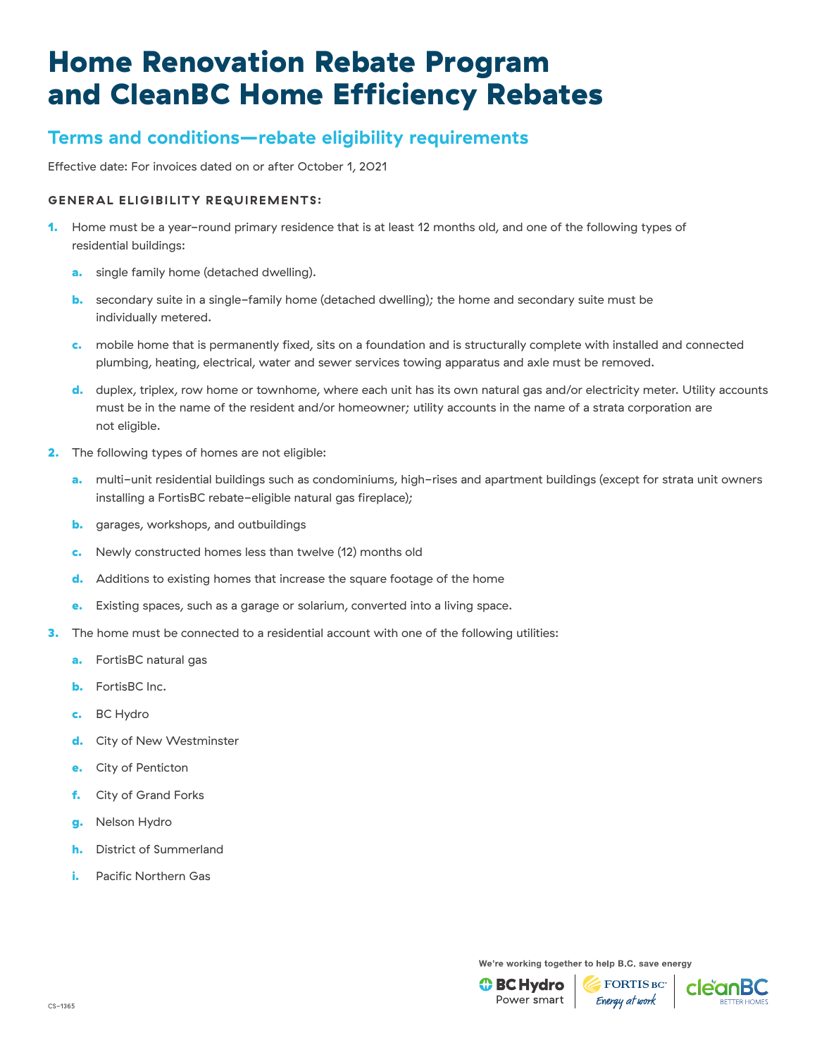# Home Renovation Rebate Program and CleanBC Home Efficiency Rebates

## Terms and conditions—rebate eligibility requirements

Effective date: For invoices dated on or after October 1, 2021

### GENERAL ELIGIBILITY REQUIREMENTS:

1. Home must be a year-round primary residence that is at least 12 months old, and one of the following types of residential buildings:
   - a. single family home (detached dwelling).
   - b. secondary suite in a single-family home (detached dwelling); the home and secondary suite must be individually metered.
   - c. mobile home that is permanently fixed, sits on a foundation and is structurally complete with installed and connected plumbing, heating, electrical, water and sewer services towing apparatus and axle must be removed.
   - d. duplex, triplex, row home or townhome, where each unit has its own natural gas and/or electricity meter. Utility accounts must be in the name of the resident and/or homeowner; utility accounts in the name of a strata corporation are not eligible.
2. The following types of homes are not eligible:
   - a. multi-unit residential buildings such as condominiums, high-rises and apartment buildings (except for strata unit owners installing a FortisBC rebate-eligible natural gas fireplace);
   - b. garages, workshops, and outbuildings
   - c. Newly constructed homes less than twelve (12) months old
   - d. Additions to existing homes that increase the square footage of the home
   - e. Existing spaces, such as a garage or solarium, converted into a living space.
3. The home must be connected to a residential account with one of the following utilities:
   - a. FortisBC natural gas
   - b. FortisBC Inc.
   - c. BC Hydro
   - d. City of New Westminster
   - e. City of Penticton
   - f. City of Grand Forks
   - g. Nelson Hydro
   - h. District of Summerland
   - i. Pacific Northern Gas

We're working together to help B.C. save energy

CS-1365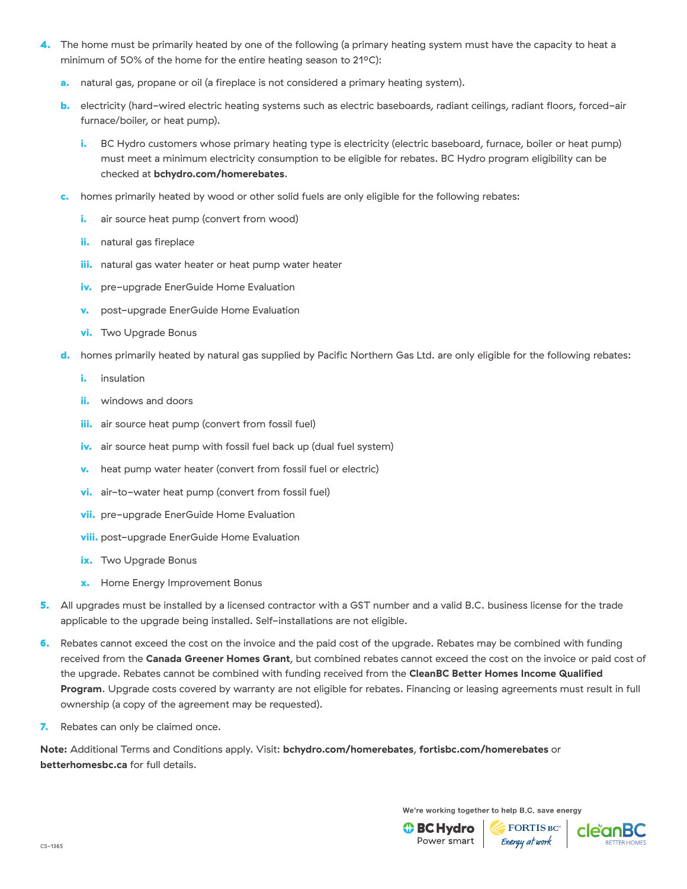4. The home must be primarily heated by one of the following (a primary heating system must have the capacity to heat a minimum of 50% of the home for the entire heating season to 21ºC):
   a. natural gas, propane or oil (a fireplace is not considered a primary heating system).
   b. electricity (hard–wired electric heating systems such as electric baseboards, radiant ceilings, radiant floors, forced–air furnace/boiler, or heat pump).
      i. BC Hydro customers whose primary heating type is electricity (electric baseboard, furnace, boiler or heat pump) must meet a minimum electricity consumption to be eligible for rebates. BC Hydro program eligibility can be checked at **bchydro.com/homerebates**.
   c. homes primarily heated by wood or other solid fuels are only eligible for the following rebates:
      i. air source heat pump (convert from wood)
      ii. natural gas fireplace
      iii. natural gas water heater or heat pump water heater
      iv. pre–upgrade EnerGuide Home Evaluation
      v. post–upgrade EnerGuide Home Evaluation
      vi. Two Upgrade Bonus
   d. homes primarily heated by natural gas supplied by Pacific Northern Gas Ltd. are only eligible for the following rebates:
      i. insulation
      ii. windows and doors
      iii. air source heat pump (convert from fossil fuel)
      iv. air source heat pump with fossil fuel back up (dual fuel system)
      v. heat pump water heater (convert from fossil fuel or electric)
      vi. air–to–water heat pump (convert from fossil fuel)
      vii. pre–upgrade EnerGuide Home Evaluation
      viii. post–upgrade EnerGuide Home Evaluation
      ix. Two Upgrade Bonus
      x. Home Energy Improvement Bonus
5. All upgrades must be installed by a licensed contractor with a GST number and a valid B.C. business license for the trade applicable to the upgrade being installed. Self–installations are not eligible.
6. Rebates cannot exceed the cost on the invoice and the paid cost of the upgrade. Rebates may be combined with funding received from the **Canada Greener Homes Grant**, but combined rebates cannot exceed the cost on the invoice or paid cost of the upgrade. Rebates cannot be combined with funding received from the **CleanBC Better Homes Income Qualified Program**. Upgrade costs covered by warranty are not eligible for rebates. Financing or leasing agreements must result in full ownership (a copy of the agreement may be requested).
7. Rebates can only be claimed once.

**Note:** Additional Terms and Conditions apply. Visit: **bchydro.com/homerebates**, **fortisbc.com/homerebates** or **betterhomesbc.ca** for full details.

We're working together to help B.C. save energy

BC Hydro Power smart | FORTIS BC Energy at work | cleanBC BETTER HOMES

CS–1365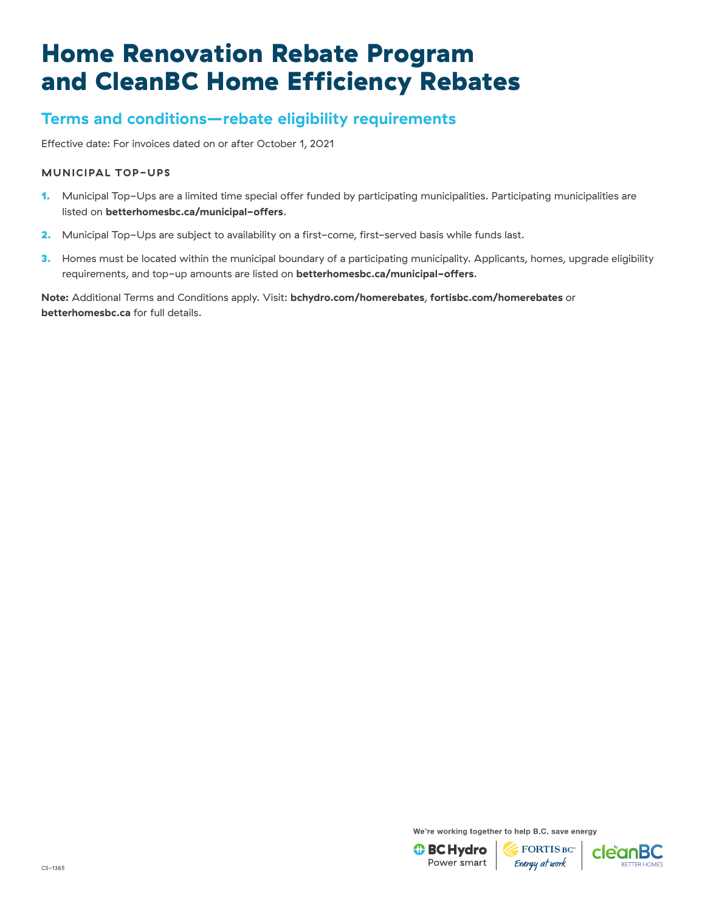# Home Renovation Rebate Program and CleanBC Home Efficiency Rebates

## Terms and conditions—rebate eligibility requirements

Effective date: For invoices dated on or after October 1, 2021

### MUNICIPAL TOP-UPS

1. Municipal Top-Ups are a limited time special offer funded by participating municipalities. Participating municipalities are listed on **betterhomesbc.ca/municipal-offers**.
2. Municipal Top-Ups are subject to availability on a first-come, first-served basis while funds last.
3. Homes must be located within the municipal boundary of a participating municipality. Applicants, homes, upgrade eligibility requirements, and top-up amounts are listed on **betterhomesbc.ca/municipal-offers**.

**Note:** Additional Terms and Conditions apply. Visit: **bchydro.com/homerebates**, **fortisbc.com/homerebates** or **betterhomesbc.ca** for full details.

We're working together to help B.C. save energy

BC Hydro Power smart | FORTIS BC Energy at work | cleanBC BETTER HOMES

CS-1365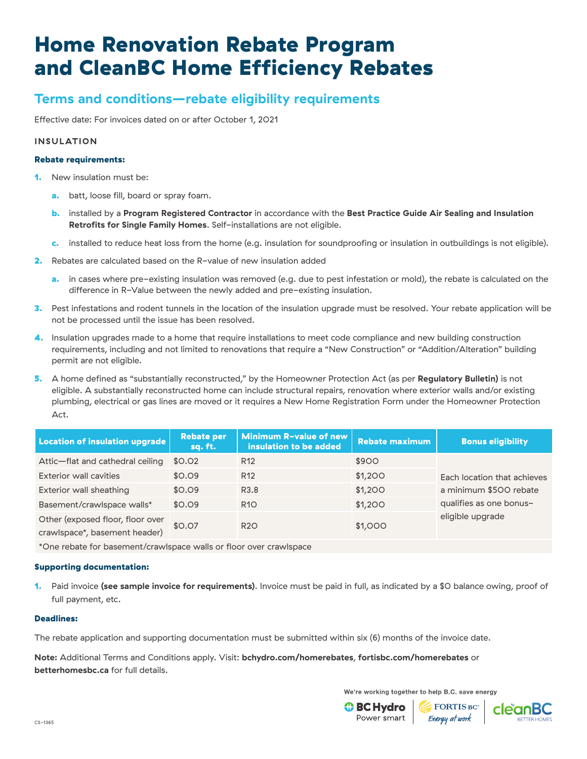# Home Renovation Rebate Program and CleanBC Home Efficiency Rebates

## Terms and conditions—rebate eligibility requirements

Effective date: For invoices dated on or after October 1, 2021

### INSULATION

**Rebate requirements:**

1. New insulation must be:
   a. batt, loose fill, board or spray foam.
   b. installed by a **Program Registered Contractor** in accordance with the **Best Practice Guide Air Sealing and Insulation Retrofits for Single Family Homes**. Self-installations are not eligible.
   c. installed to reduce heat loss from the home (e.g. insulation for soundproofing or insulation in outbuildings is not eligible).
2. Rebates are calculated based on the R-value of new insulation added
   a. in cases where pre-existing insulation was removed (e.g. due to pest infestation or mold), the rebate is calculated on the difference in R-Value between the newly added and pre-existing insulation.
3. Pest infestations and rodent tunnels in the location of the insulation upgrade must be resolved. Your rebate application will be not be processed until the issue has been resolved.
4. Insulation upgrades made to a home that require installations to meet code compliance and new building construction requirements, including and not limited to renovations that require a "New Construction" or "Addition/Alteration" building permit are not eligible.
5. A home defined as "substantially reconstructed," by the Homeowner Protection Act (as per **Regulatory Bulletin)** is not eligible. A substantially reconstructed home can include structural repairs, renovation where exterior walls and/or existing plumbing, electrical or gas lines are moved or it requires a New Home Registration Form under the Homeowner Protection Act.

| Location of insulation upgrade | Rebate per sq. ft. | Minimum R-value of new insulation to be added | Rebate maximum | Bonus eligibility |
|---|---|---|---|---|
| Attic—flat and cathedral ceiling | $0.02 | R12 | $900 | Each location that achieves a minimum $500 rebate qualifies as one bonus-eligible upgrade |
| Exterior wall cavities | $0.09 | R12 | $1,200 | |
| Exterior wall sheathing | $0.09 | R3.8 | $1,200 | |
| Basement/crawlspace walls* | $0.09 | R10 | $1,200 | |
| Other (exposed floor, floor over crawlspace*, basement header) | $0.07 | R20 | $1,000 | |

*One rebate for basement/crawlspace walls or floor over crawlspace

**Supporting documentation:**

1. Paid invoice **(see sample invoice for requirements)**. Invoice must be paid in full, as indicated by a $0 balance owing, proof of full payment, etc.

**Deadlines:**

The rebate application and supporting documentation must be submitted within six (6) months of the invoice date.

**Note:** Additional Terms and Conditions apply. Visit: **bchydro.com/homerebates**, **fortisbc.com/homerebates** or **betterhomesbc.ca** for full details.

We're working together to help B.C. save energy

BC Hydro Power smart | FORTIS BC Energy at work | cleanBC BETTER HOMES

CS-1365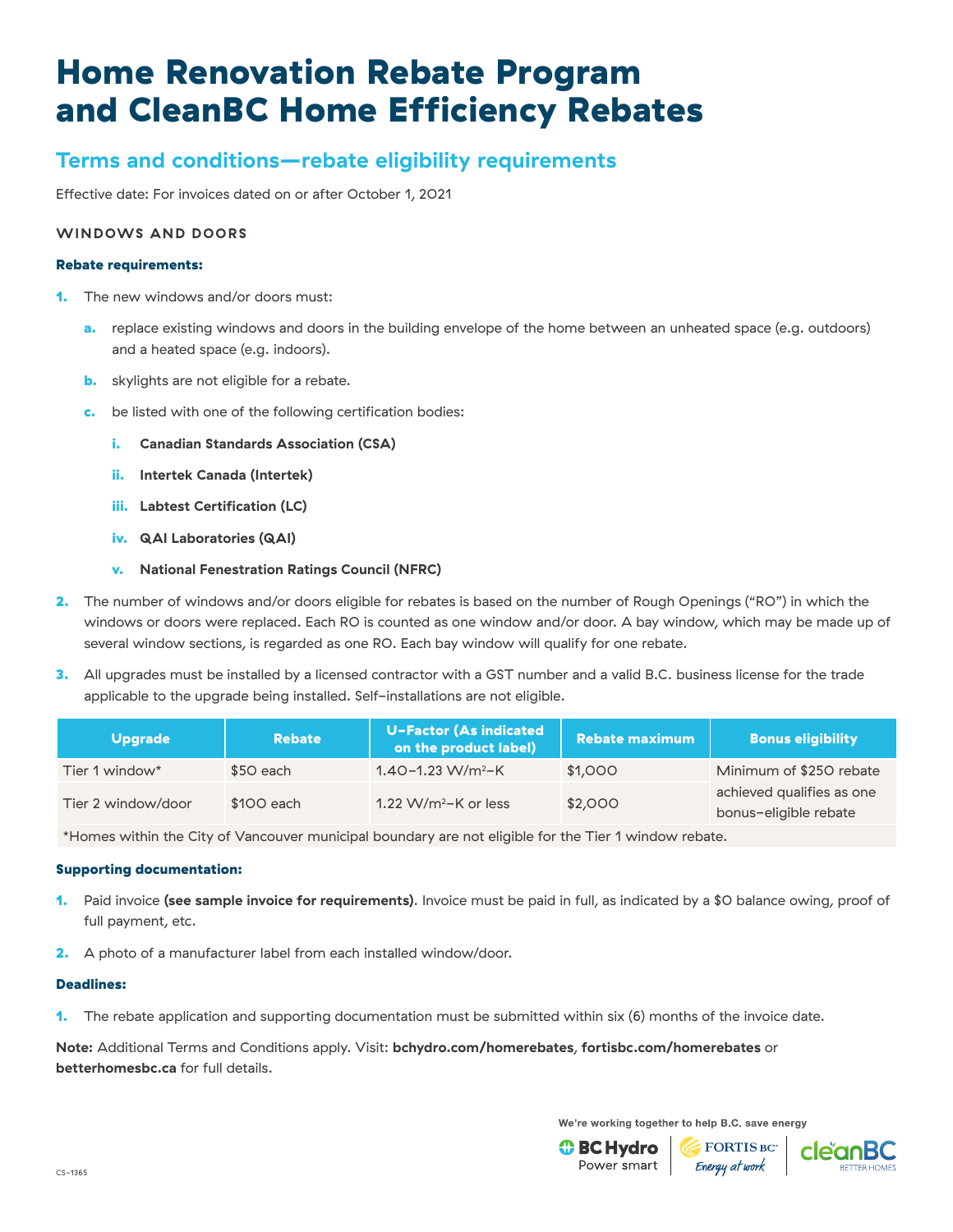# Home Renovation Rebate Program and CleanBC Home Efficiency Rebates

## Terms and conditions—rebate eligibility requirements

Effective date: For invoices dated on or after October 1, 2021

### WINDOWS AND DOORS

**Rebate requirements:**

1. The new windows and/or doors must:
   a. replace existing windows and doors in the building envelope of the home between an unheated space (e.g. outdoors) and a heated space (e.g. indoors).
   b. skylights are not eligible for a rebate.
   c. be listed with one of the following certification bodies:
      i. **Canadian Standards Association (CSA)**
      ii. **Intertek Canada (Intertek)**
      iii. **Labtest Certification (LC)**
      iv. **QAI Laboratories (QAI)**
      v. **National Fenestration Ratings Council (NFRC)**
2. The number of windows and/or doors eligible for rebates is based on the number of Rough Openings ("RO") in which the windows or doors were replaced. Each RO is counted as one window and/or door. A bay window, which may be made up of several window sections, is regarded as one RO. Each bay window will qualify for one rebate.
3. All upgrades must be installed by a licensed contractor with a GST number and a valid B.C. business license for the trade applicable to the upgrade being installed. Self-installations are not eligible.

| Upgrade | Rebate | U-Factor (As indicated on the product label) | Rebate maximum | Bonus eligibility |
|---|---|---|---|---|
| Tier 1 window* | $50 each | 1.40–1.23 $W/m^2$–K | $1,000 | Minimum of $250 rebate achieved qualifies as one bonus-eligible rebate |
| Tier 2 window/door | $100 each | 1.22 $W/m^2$–K or less | $2,000 | |

*Homes within the City of Vancouver municipal boundary are not eligible for the Tier 1 window rebate.

**Supporting documentation:**

1. Paid invoice **(see sample invoice for requirements)**. Invoice must be paid in full, as indicated by a $0 balance owing, proof of full payment, etc.
2. A photo of a manufacturer label from each installed window/door.

**Deadlines:**

1. The rebate application and supporting documentation must be submitted within six (6) months of the invoice date.

**Note:** Additional Terms and Conditions apply. Visit: **bchydro.com/homerebates**, **fortisbc.com/homerebates** or **betterhomesbc.ca** for full details.

We're working together to help B.C. save energy

BC Hydro Power smart | FORTIS BC Energy at work | cleanBC BETTER HOMES

CS-1365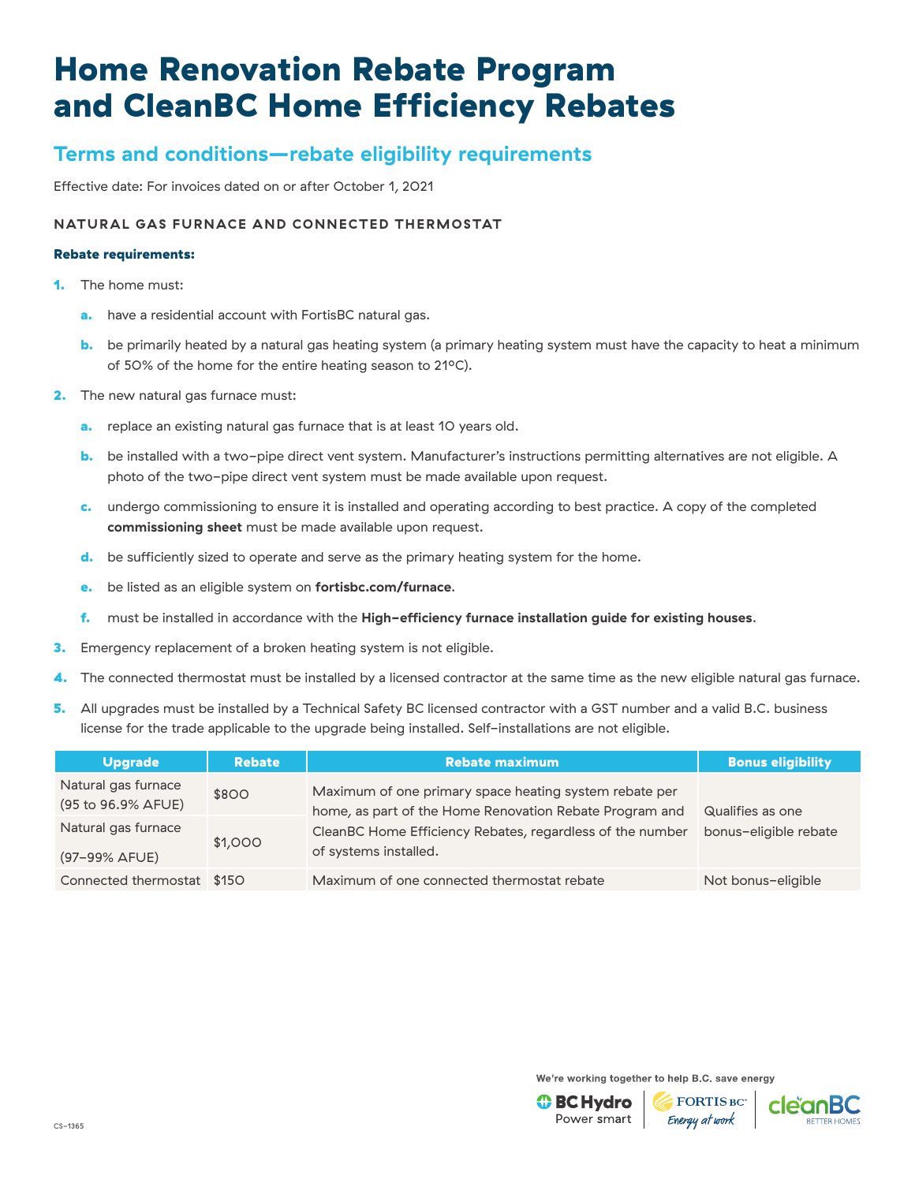# Home Renovation Rebate Program and CleanBC Home Efficiency Rebates

## Terms and conditions—rebate eligibility requirements

Effective date: For invoices dated on or after October 1, 2021

### NATURAL GAS FURNACE AND CONNECTED THERMOSTAT

**Rebate requirements:**

1. The home must:
   a. have a residential account with FortisBC natural gas.
   b. be primarily heated by a natural gas heating system (a primary heating system must have the capacity to heat a minimum of 50% of the home for the entire heating season to 21°C).
2. The new natural gas furnace must:
   a. replace an existing natural gas furnace that is at least 10 years old.
   b. be installed with a two-pipe direct vent system. Manufacturer's instructions permitting alternatives are not eligible. A photo of the two-pipe direct vent system must be made available upon request.
   c. undergo commissioning to ensure it is installed and operating according to best practice. A copy of the completed **commissioning sheet** must be made available upon request.
   d. be sufficiently sized to operate and serve as the primary heating system for the home.
   e. be listed as an eligible system on **fortisbc.com/furnace**.
   f. must be installed in accordance with the **High-efficiency furnace installation guide for existing houses**.
3. Emergency replacement of a broken heating system is not eligible.
4. The connected thermostat must be installed by a licensed contractor at the same time as the new eligible natural gas furnace.
5. All upgrades must be installed by a Technical Safety BC licensed contractor with a GST number and a valid B.C. business license for the trade applicable to the upgrade being installed. Self-installations are not eligible.

| Upgrade | Rebate | Rebate maximum | Bonus eligibility |
|---|---|---|---|
| Natural gas furnace (95 to 96.9% AFUE) | $800 | Maximum of one primary space heating system rebate per home, as part of the Home Renovation Rebate Program and CleanBC Home Efficiency Rebates, regardless of the number of systems installed. | Qualifies as one bonus-eligible rebate |
| Natural gas furnace (97–99% AFUE) | $1,000 | | |
| Connected thermostat | $150 | Maximum of one connected thermostat rebate | Not bonus-eligible |

We're working together to help B.C. save energy

CS-1365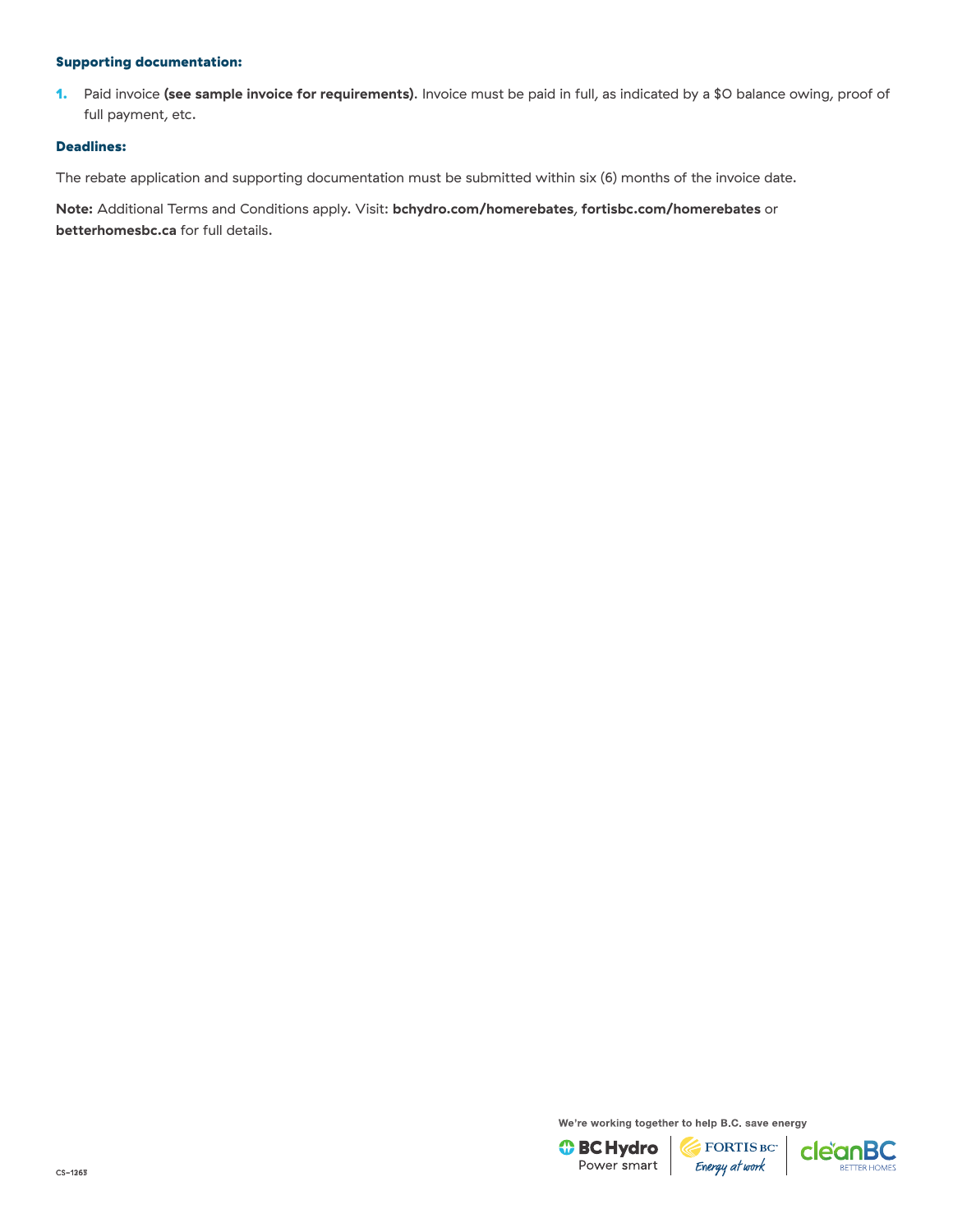### Supporting documentation:

1. Paid invoice **(see sample invoice for requirements)**. Invoice must be paid in full, as indicated by a $0 balance owing, proof of full payment, etc.

### Deadlines:

The rebate application and supporting documentation must be submitted within six (6) months of the invoice date.

**Note:** Additional Terms and Conditions apply. Visit: **bchydro.com/homerebates**, **fortisbc.com/homerebates** or **betterhomesbc.ca** for full details.

We're working together to help B.C. save energy

CS-1263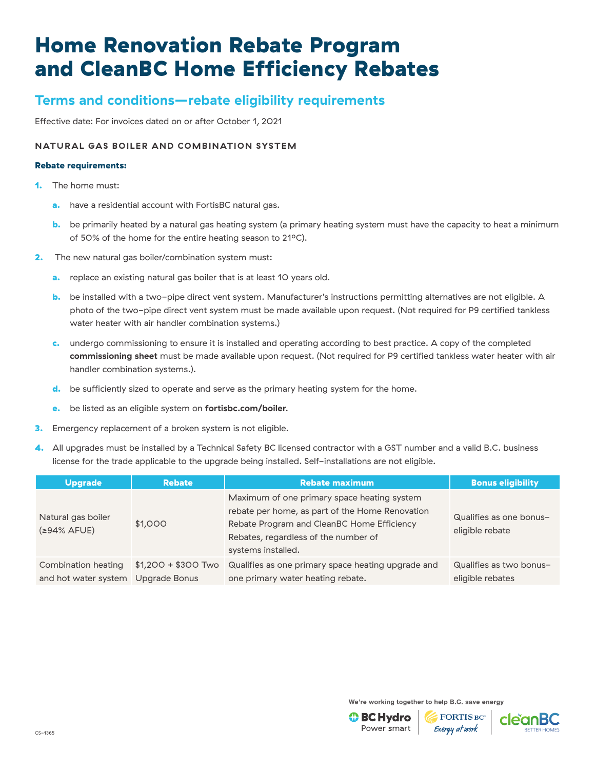# Home Renovation Rebate Program and CleanBC Home Efficiency Rebates

## Terms and conditions—rebate eligibility requirements

Effective date: For invoices dated on or after October 1, 2021

### NATURAL GAS BOILER AND COMBINATION SYSTEM

**Rebate requirements:**

1. The home must:
   a. have a residential account with FortisBC natural gas.
   b. be primarily heated by a natural gas heating system (a primary heating system must have the capacity to heat a minimum of 50% of the home for the entire heating season to 21°C).
2. The new natural gas boiler/combination system must:
   a. replace an existing natural gas boiler that is at least 10 years old.
   b. be installed with a two-pipe direct vent system. Manufacturer's instructions permitting alternatives are not eligible. A photo of the two-pipe direct vent system must be made available upon request. (Not required for P9 certified tankless water heater with air handler combination systems.)
   c. undergo commissioning to ensure it is installed and operating according to best practice. A copy of the completed **commissioning sheet** must be made available upon request. (Not required for P9 certified tankless water heater with air handler combination systems.).
   d. be sufficiently sized to operate and serve as the primary heating system for the home.
   e. be listed as an eligible system on **fortisbc.com/boiler**.
3. Emergency replacement of a broken system is not eligible.
4. All upgrades must be installed by a Technical Safety BC licensed contractor with a GST number and a valid B.C. business license for the trade applicable to the upgrade being installed. Self-installations are not eligible.

| Upgrade | Rebate | Rebate maximum | Bonus eligibility |
|---|---|---|---|
| Natural gas boiler (≥94% AFUE) | $1,000 | Maximum of one primary space heating system rebate per home, as part of the Home Renovation Rebate Program and CleanBC Home Efficiency Rebates, regardless of the number of systems installed. | Qualifies as one bonus-eligible rebate |
| Combination heating and hot water system | $1,200 + $300 Two Upgrade Bonus | Qualifies as one primary space heating upgrade and one primary water heating rebate. | Qualifies as two bonus-eligible rebates |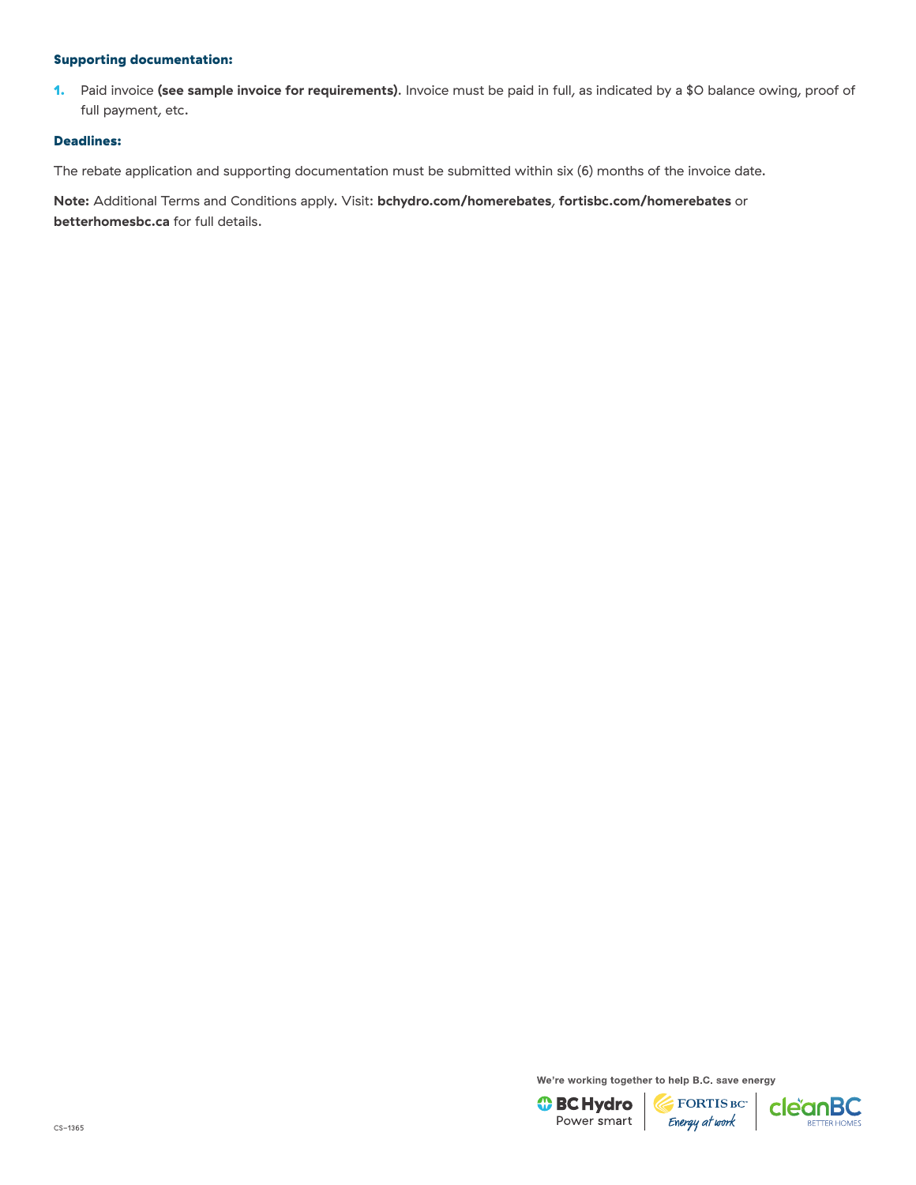### Supporting documentation:

1. Paid invoice **(see sample invoice for requirements)**. Invoice must be paid in full, as indicated by a $0 balance owing, proof of full payment, etc.

### Deadlines:

The rebate application and supporting documentation must be submitted within six (6) months of the invoice date.

**Note:** Additional Terms and Conditions apply. Visit: **bchydro.com/homerebates**, **fortisbc.com/homerebates** or **betterhomesbc.ca** for full details.

We're working together to help B.C. save energy

CS-1365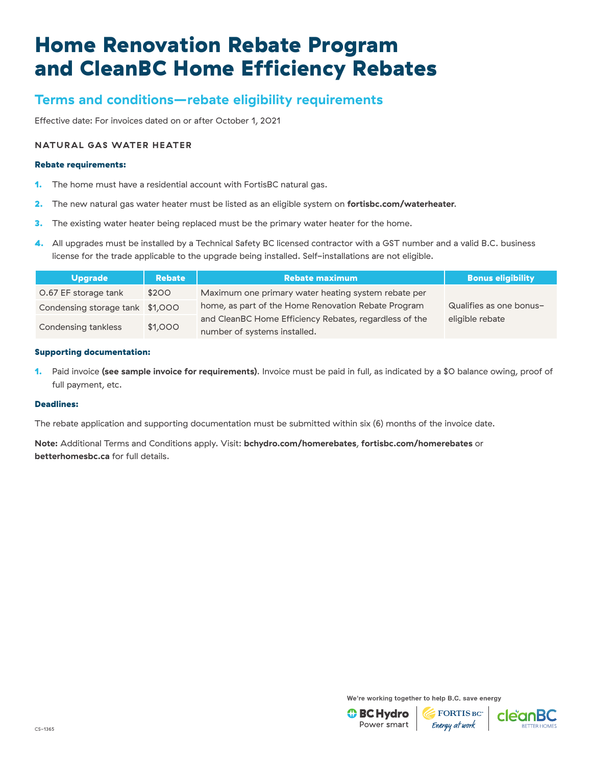# Home Renovation Rebate Program and CleanBC Home Efficiency Rebates

## Terms and conditions—rebate eligibility requirements

Effective date: For invoices dated on or after October 1, 2021

### NATURAL GAS WATER HEATER

**Rebate requirements:**

1. The home must have a residential account with FortisBC natural gas.
2. The new natural gas water heater must be listed as an eligible system on **fortisbc.com/waterheater**.
3. The existing water heater being replaced must be the primary water heater for the home.
4. All upgrades must be installed by a Technical Safety BC licensed contractor with a GST number and a valid B.C. business license for the trade applicable to the upgrade being installed. Self-installations are not eligible.

| Upgrade | Rebate | Rebate maximum | Bonus eligibility |
|---|---|---|---|
| 0.67 EF storage tank | $200 | Maximum one primary water heating system rebate per home, as part of the Home Renovation Rebate Program and CleanBC Home Efficiency Rebates, regardless of the number of systems installed. | Qualifies as one bonus-eligible rebate |
| Condensing storage tank | $1,000 | | |
| Condensing tankless | $1,000 | | |

**Supporting documentation:**

1. Paid invoice **(see sample invoice for requirements)**. Invoice must be paid in full, as indicated by a $0 balance owing, proof of full payment, etc.

**Deadlines:**

The rebate application and supporting documentation must be submitted within six (6) months of the invoice date.

**Note:** Additional Terms and Conditions apply. Visit: **bchydro.com/homerebates**, **fortisbc.com/homerebates** or **betterhomesbc.ca** for full details.

We're working together to help B.C. save energy

CS-1365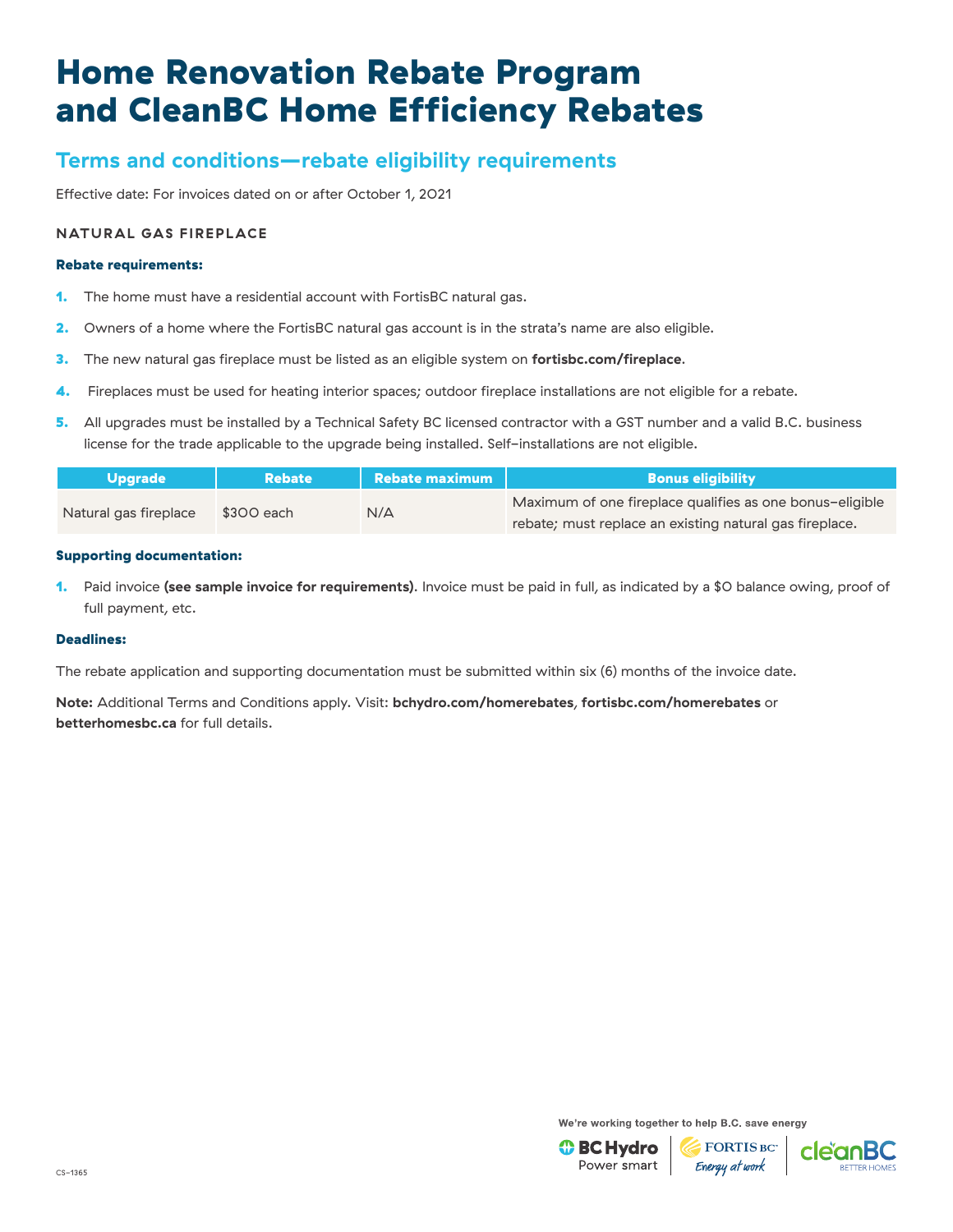# Home Renovation Rebate Program and CleanBC Home Efficiency Rebates

## Terms and conditions—rebate eligibility requirements

Effective date: For invoices dated on or after October 1, 2021

### NATURAL GAS FIREPLACE

**Rebate requirements:**

1. The home must have a residential account with FortisBC natural gas.
2. Owners of a home where the FortisBC natural gas account is in the strata's name are also eligible.
3. The new natural gas fireplace must be listed as an eligible system on **fortisbc.com/fireplace**.
4. Fireplaces must be used for heating interior spaces; outdoor fireplace installations are not eligible for a rebate.
5. All upgrades must be installed by a Technical Safety BC licensed contractor with a GST number and a valid B.C. business license for the trade applicable to the upgrade being installed. Self-installations are not eligible.

| Upgrade | Rebate | Rebate maximum | Bonus eligibility |
|---|---|---|---|
| Natural gas fireplace | $300 each | N/A | Maximum of one fireplace qualifies as one bonus-eligible rebate; must replace an existing natural gas fireplace. |

**Supporting documentation:**

1. Paid invoice **(see sample invoice for requirements)**. Invoice must be paid in full, as indicated by a $0 balance owing, proof of full payment, etc.

**Deadlines:**

The rebate application and supporting documentation must be submitted within six (6) months of the invoice date.

**Note:** Additional Terms and Conditions apply. Visit: **bchydro.com/homerebates**, **fortisbc.com/homerebates** or **betterhomesbc.ca** for full details.

We're working together to help B.C. save energy

BC Hydro Power smart | FORTIS BC Energy at work | cleanBC BETTER HOMES

CS-1365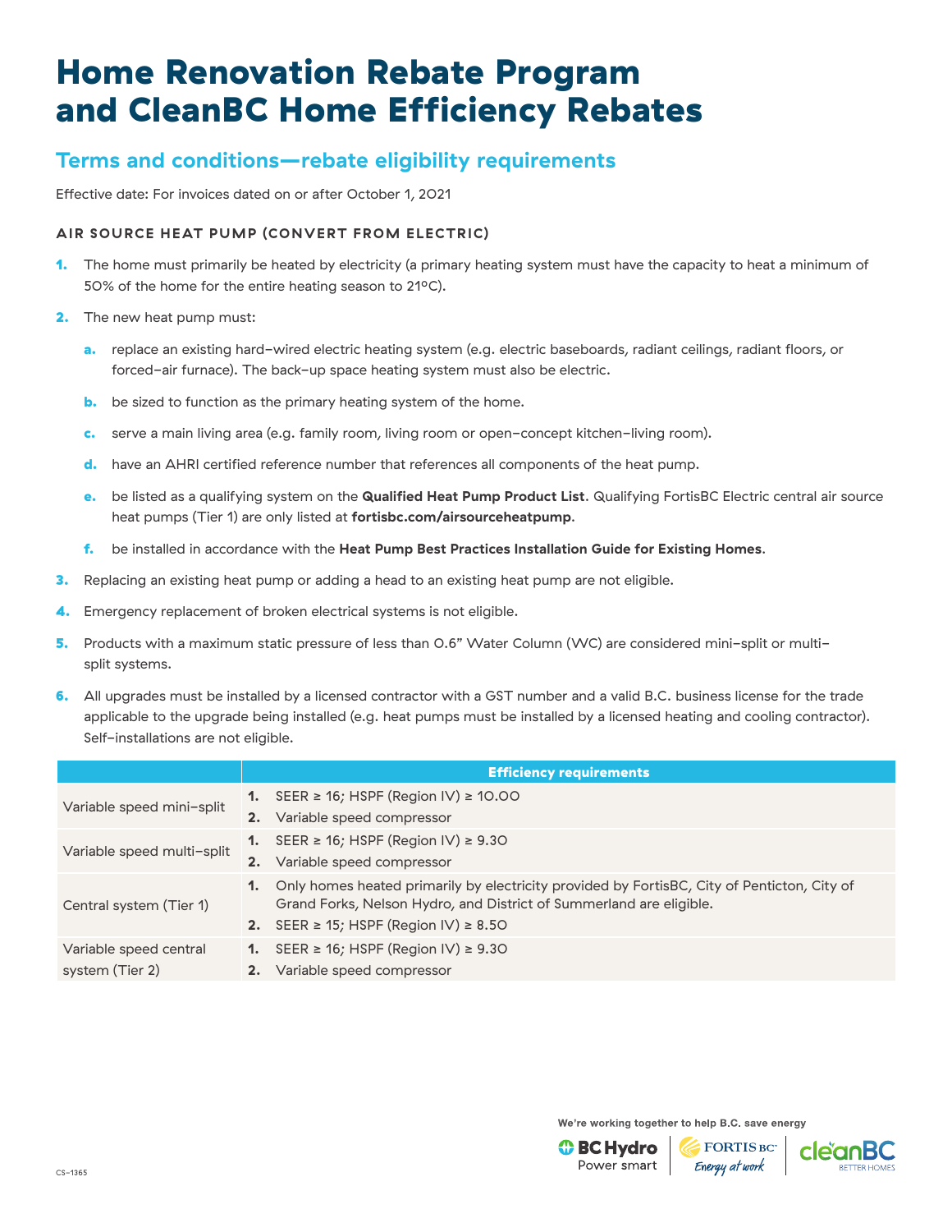# Home Renovation Rebate Program and CleanBC Home Efficiency Rebates

## Terms and conditions—rebate eligibility requirements

Effective date: For invoices dated on or after October 1, 2021

### AIR SOURCE HEAT PUMP (CONVERT FROM ELECTRIC)

1. The home must primarily be heated by electricity (a primary heating system must have the capacity to heat a minimum of 50% of the home for the entire heating season to 21°C).
2. The new heat pump must:
   a. replace an existing hard-wired electric heating system (e.g. electric baseboards, radiant ceilings, radiant floors, or forced-air furnace). The back-up space heating system must also be electric.
   b. be sized to function as the primary heating system of the home.
   c. serve a main living area (e.g. family room, living room or open-concept kitchen-living room).
   d. have an AHRI certified reference number that references all components of the heat pump.
   e. be listed as a qualifying system on the **Qualified Heat Pump Product List**. Qualifying FortisBC Electric central air source heat pumps (Tier 1) are only listed at **fortisbc.com/airsourceheatpump**.
   f. be installed in accordance with the **Heat Pump Best Practices Installation Guide for Existing Homes**.
3. Replacing an existing heat pump or adding a head to an existing heat pump are not eligible.
4. Emergency replacement of broken electrical systems is not eligible.
5. Products with a maximum static pressure of less than 0.6" Water Column (WC) are considered mini-split or multi-split systems.
6. All upgrades must be installed by a licensed contractor with a GST number and a valid B.C. business license for the trade applicable to the upgrade being installed (e.g. heat pumps must be installed by a licensed heating and cooling contractor). Self-installations are not eligible.

| | Efficiency requirements |
|---|---|
| Variable speed mini-split | 1. SEER ≥ 16; HSPF (Region IV) ≥ 10.00<br>2. Variable speed compressor |
| Variable speed multi-split | 1. SEER ≥ 16; HSPF (Region IV) ≥ 9.30<br>2. Variable speed compressor |
| Central system (Tier 1) | 1. Only homes heated primarily by electricity provided by FortisBC, City of Penticton, City of Grand Forks, Nelson Hydro, and District of Summerland are eligible.<br>2. SEER ≥ 15; HSPF (Region IV) ≥ 8.50 |
| Variable speed central system (Tier 2) | 1. SEER ≥ 16; HSPF (Region IV) ≥ 9.30<br>2. Variable speed compressor |

We're working together to help B.C. save energy

BC Hydro Power smart | FORTIS BC Energy at work | cleanBC BETTER HOMES

CS-1365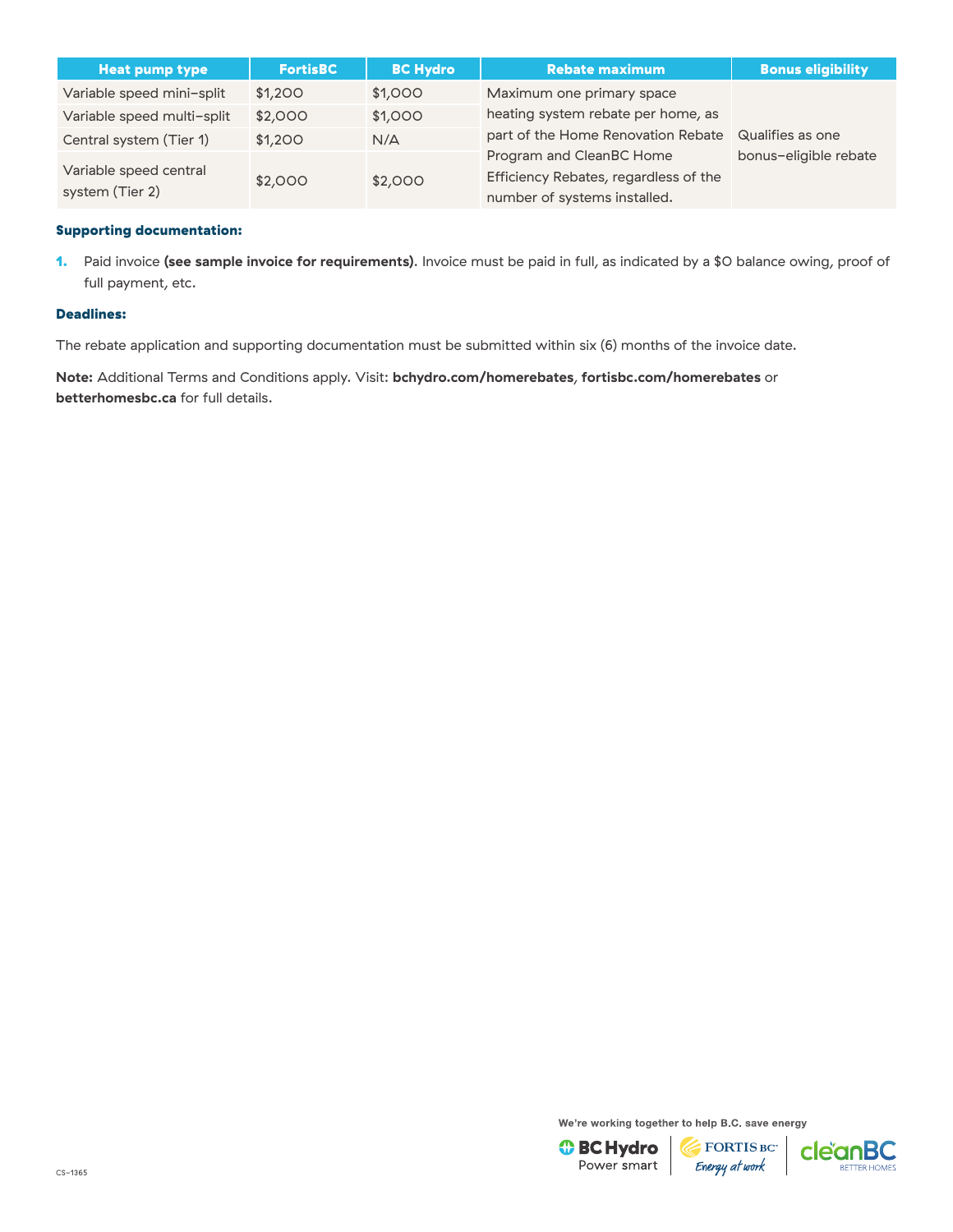| Heat pump type | FortisBC | BC Hydro | Rebate maximum | Bonus eligibility |
| --- | --- | --- | --- | --- |
| Variable speed mini-split | $1,200 | $1,000 | Maximum one primary space heating system rebate per home, as part of the Home Renovation Rebate Program and CleanBC Home Efficiency Rebates, regardless of the number of systems installed. | Qualifies as one bonus-eligible rebate |
| Variable speed multi-split | $2,000 | $1,000 | | |
| Central system (Tier 1) | $1,200 | N/A | | |
| Variable speed central system (Tier 2) | $2,000 | $2,000 | | |

**Supporting documentation:**

1. Paid invoice **(see sample invoice for requirements)**. Invoice must be paid in full, as indicated by a $0 balance owing, proof of full payment, etc.

**Deadlines:**

The rebate application and supporting documentation must be submitted within six (6) months of the invoice date.

**Note:** Additional Terms and Conditions apply. Visit: **bchydro.com/homerebates**, **fortisbc.com/homerebates** or **betterhomesbc.ca** for full details.

We're working together to help B.C. save energy

CS-1365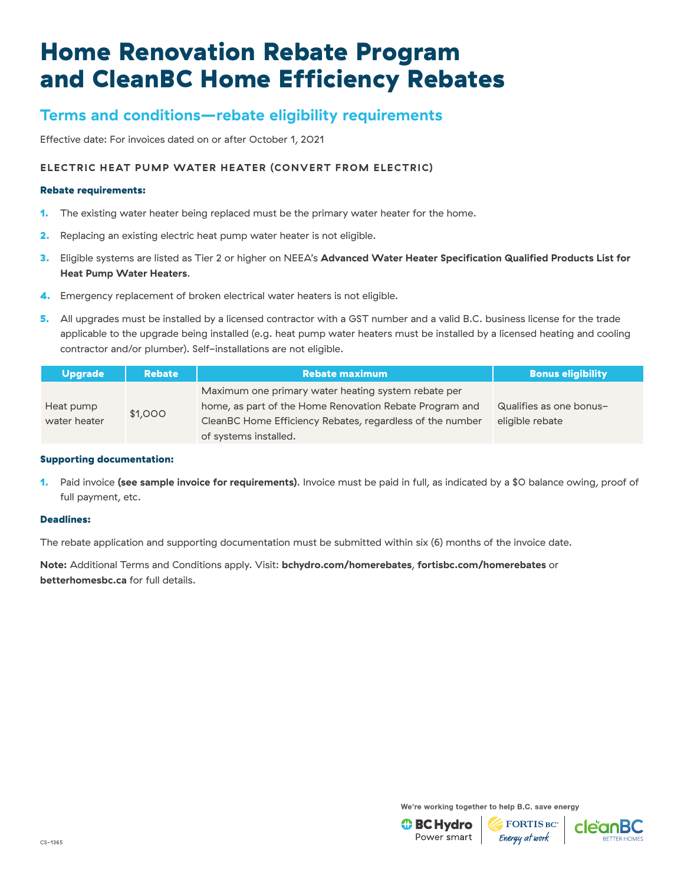# Home Renovation Rebate Program and CleanBC Home Efficiency Rebates

## Terms and conditions—rebate eligibility requirements

Effective date: For invoices dated on or after October 1, 2021

### ELECTRIC HEAT PUMP WATER HEATER (CONVERT FROM ELECTRIC)

**Rebate requirements:**

1. The existing water heater being replaced must be the primary water heater for the home.
2. Replacing an existing electric heat pump water heater is not eligible.
3. Eligible systems are listed as Tier 2 or higher on NEEA's **Advanced Water Heater Specification Qualified Products List for Heat Pump Water Heaters**.
4. Emergency replacement of broken electrical water heaters is not eligible.
5. All upgrades must be installed by a licensed contractor with a GST number and a valid B.C. business license for the trade applicable to the upgrade being installed (e.g. heat pump water heaters must be installed by a licensed heating and cooling contractor and/or plumber). Self-installations are not eligible.

| Upgrade | Rebate | Rebate maximum | Bonus eligibility |
|---|---|---|---|
| Heat pump water heater | $1,000 | Maximum one primary water heating system rebate per home, as part of the Home Renovation Rebate Program and CleanBC Home Efficiency Rebates, regardless of the number of systems installed. | Qualifies as one bonus-eligible rebate |

**Supporting documentation:**

1. Paid invoice **(see sample invoice for requirements)**. Invoice must be paid in full, as indicated by a $0 balance owing, proof of full payment, etc.

**Deadlines:**

The rebate application and supporting documentation must be submitted within six (6) months of the invoice date.

**Note:** Additional Terms and Conditions apply. Visit: **bchydro.com/homerebates**, **fortisbc.com/homerebates** or **betterhomesbc.ca** for full details.

We're working together to help B.C. save energy

CS-1365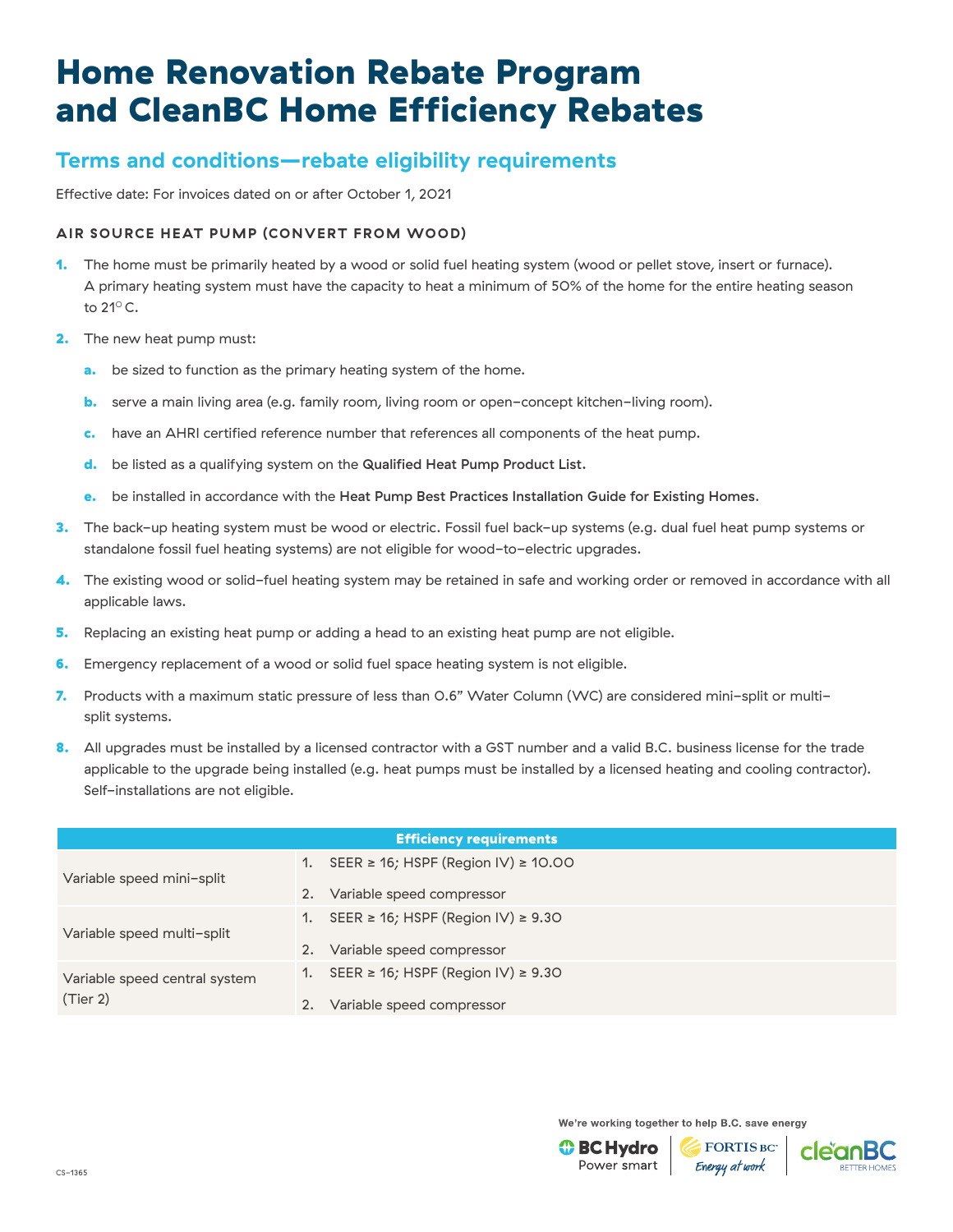# Home Renovation Rebate Program and CleanBC Home Efficiency Rebates

## Terms and conditions—rebate eligibility requirements

Effective date: For invoices dated on or after October 1, 2021

### AIR SOURCE HEAT PUMP (CONVERT FROM WOOD)

1. The home must be primarily heated by a wood or solid fuel heating system (wood or pellet stove, insert or furnace). A primary heating system must have the capacity to heat a minimum of 50% of the home for the entire heating season to 21°C.
2. The new heat pump must:
   a. be sized to function as the primary heating system of the home.
   b. serve a main living area (e.g. family room, living room or open-concept kitchen-living room).
   c. have an AHRI certified reference number that references all components of the heat pump.
   d. be listed as a qualifying system on the **Qualified Heat Pump Product List**.
   e. be installed in accordance with the **Heat Pump Best Practices Installation Guide for Existing Homes**.
3. The back-up heating system must be wood or electric. Fossil fuel back-up systems (e.g. dual fuel heat pump systems or standalone fossil fuel heating systems) are not eligible for wood-to-electric upgrades.
4. The existing wood or solid-fuel heating system may be retained in safe and working order or removed in accordance with all applicable laws.
5. Replacing an existing heat pump or adding a head to an existing heat pump are not eligible.
6. Emergency replacement of a wood or solid fuel space heating system is not eligible.
7. Products with a maximum static pressure of less than 0.6" Water Column (WC) are considered mini-split or multi-split systems.
8. All upgrades must be installed by a licensed contractor with a GST number and a valid B.C. business license for the trade applicable to the upgrade being installed (e.g. heat pumps must be installed by a licensed heating and cooling contractor). Self-installations are not eligible.

| Efficiency requirements | |
|---|---|
| Variable speed mini-split | 1. SEER ≥ 16; HSPF (Region IV) ≥ 10.00<br>2. Variable speed compressor |
| Variable speed multi-split | 1. SEER ≥ 16; HSPF (Region IV) ≥ 9.30<br>2. Variable speed compressor |
| Variable speed central system (Tier 2) | 1. SEER ≥ 16; HSPF (Region IV) ≥ 9.30<br>2. Variable speed compressor |

We're working together to help B.C. save energy

CS-1365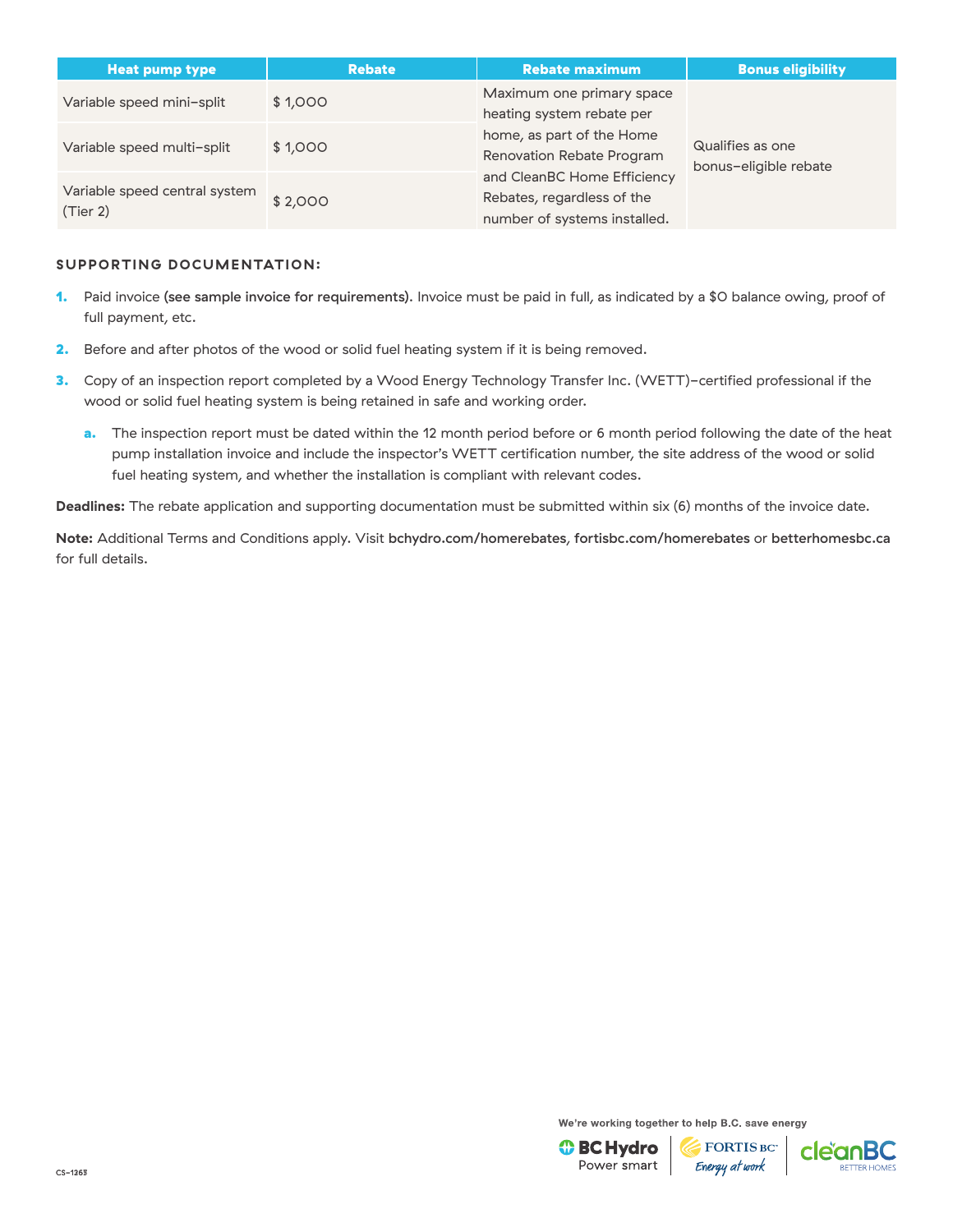| Heat pump type | Rebate | Rebate maximum | Bonus eligibility |
|---|---|---|---|
| Variable speed mini-split | $ 1,000 | Maximum one primary space heating system rebate per home, as part of the Home Renovation Rebate Program and CleanBC Home Efficiency Rebates, regardless of the number of systems installed. | Qualifies as one bonus-eligible rebate |
| Variable speed multi-split | $ 1,000 | | |
| Variable speed central system (Tier 2) | $ 2,000 | | |

**SUPPORTING DOCUMENTATION:**

1. Paid invoice **(see sample invoice for requirements)**. Invoice must be paid in full, as indicated by a $0 balance owing, proof of full payment, etc.
2. Before and after photos of the wood or solid fuel heating system if it is being removed.
3. Copy of an inspection report completed by a Wood Energy Technology Transfer Inc. (WETT)-certified professional if the wood or solid fuel heating system is being retained in safe and working order.
   a. The inspection report must be dated within the 12 month period before or 6 month period following the date of the heat pump installation invoice and include the inspector's WETT certification number, the site address of the wood or solid fuel heating system, and whether the installation is compliant with relevant codes.

**Deadlines:** The rebate application and supporting documentation must be submitted within six (6) months of the invoice date.

**Note:** Additional Terms and Conditions apply. Visit **bchydro.com/homerebates**, **fortisbc.com/homerebates** or **betterhomesbc.ca** for full details.

We're working together to help B.C. save energy

CS-1263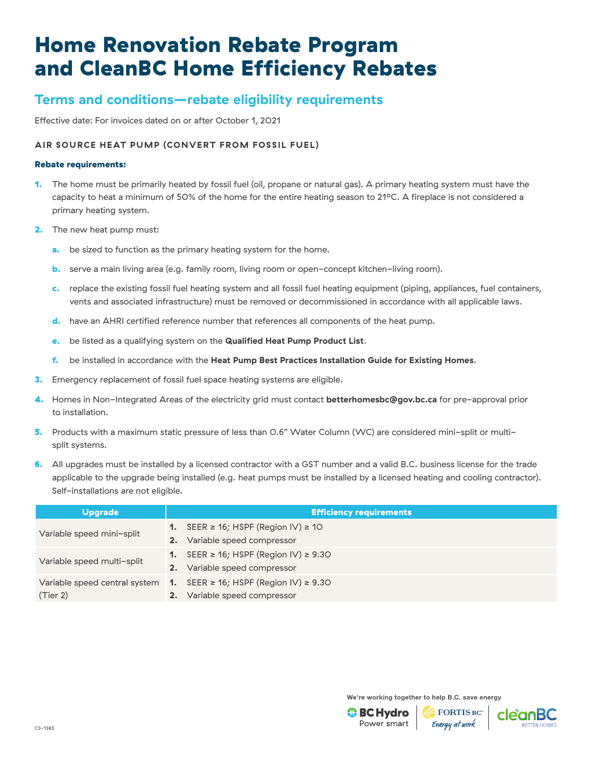# Home Renovation Rebate Program and CleanBC Home Efficiency Rebates

## Terms and conditions—rebate eligibility requirements

Effective date: For invoices dated on or after October 1, 2021

### AIR SOURCE HEAT PUMP (CONVERT FROM FOSSIL FUEL)

**Rebate requirements:**

1. The home must be primarily heated by fossil fuel (oil, propane or natural gas). A primary heating system must have the capacity to heat a minimum of 50% of the home for the entire heating season to 21ºC. A fireplace is not considered a primary heating system.
2. The new heat pump must:
   a. be sized to function as the primary heating system for the home.
   b. serve a main living area (e.g. family room, living room or open-concept kitchen-living room).
   c. replace the existing fossil fuel heating system and all fossil fuel heating equipment (piping, appliances, fuel containers, vents and associated infrastructure) must be removed or decommissioned in accordance with all applicable laws.
   d. have an AHRI certified reference number that references all components of the heat pump.
   e. be listed as a qualifying system on the **Qualified Heat Pump Product List**.
   f. be installed in accordance with the **Heat Pump Best Practices Installation Guide for Existing Homes**.
3. Emergency replacement of fossil fuel space heating systems are eligible.
4. Homes in Non-Integrated Areas of the electricity grid must contact **betterhomesbc@gov.bc.ca** for pre-approval prior to installation.
5. Products with a maximum static pressure of less than 0.6" Water Column (WC) are considered mini-split or multi-split systems.
6. All upgrades must be installed by a licensed contractor with a GST number and a valid B.C. business license for the trade applicable to the upgrade being installed (e.g. heat pumps must be installed by a licensed heating and cooling contractor). Self-installations are not eligible.

| Upgrade | Efficiency requirements |
|---|---|
| Variable speed mini-split | 1. SEER ≥ 16; HSPF (Region IV) ≥ 10<br>2. Variable speed compressor |
| Variable speed multi-split | 1. SEER ≥ 16; HSPF (Region IV) ≥ 9.30<br>2. Variable speed compressor |
| Variable speed central system (Tier 2) | 1. SEER ≥ 16; HSPF (Region IV) ≥ 9.30<br>2. Variable speed compressor |

We're working together to help B.C. save energy

CS-1365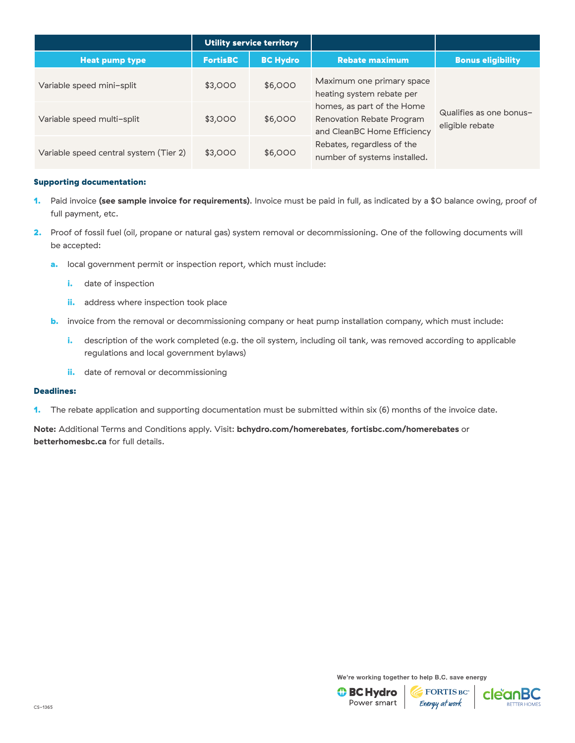| Heat pump type | Utility service territory | | Rebate maximum | Bonus eligibility |
|---|---|---|---|---|
| | FortisBC | BC Hydro | | |
| Variable speed mini-split | $3,000 | $6,000 | Maximum one primary space heating system rebate per homes, as part of the Home Renovation Rebate Program and CleanBC Home Efficiency Rebates, regardless of the number of systems installed. | Qualifies as one bonus-eligible rebate |
| Variable speed multi-split | $3,000 | $6,000 | | |
| Variable speed central system (Tier 2) | $3,000 | $6,000 | | |

**Supporting documentation:**

1. Paid invoice **(see sample invoice for requirements)**. Invoice must be paid in full, as indicated by a $0 balance owing, proof of full payment, etc.
2. Proof of fossil fuel (oil, propane or natural gas) system removal or decommissioning. One of the following documents will be accepted:
   a. local government permit or inspection report, which must include:
      i. date of inspection
      ii. address where inspection took place
   b. invoice from the removal or decommissioning company or heat pump installation company, which must include:
      i. description of the work completed (e.g. the oil system, including oil tank, was removed according to applicable regulations and local government bylaws)
      ii. date of removal or decommissioning

**Deadlines:**

1. The rebate application and supporting documentation must be submitted within six (6) months of the invoice date.

**Note:** Additional Terms and Conditions apply. Visit: **bchydro.com/homerebates**, **fortisbc.com/homerebates** or **betterhomesbc.ca** for full details.

We're working together to help B.C. save energy

CS-1365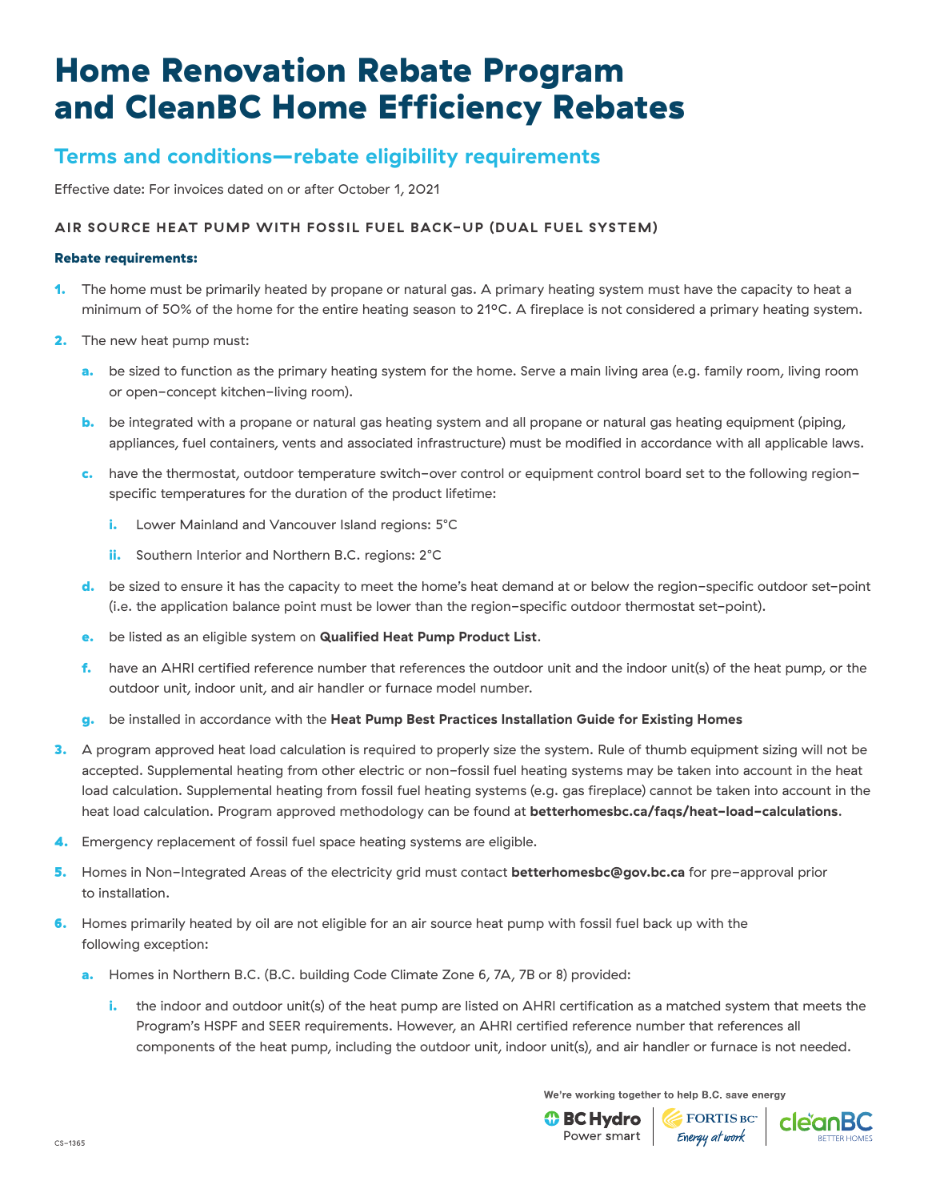# Home Renovation Rebate Program and CleanBC Home Efficiency Rebates

## Terms and conditions—rebate eligibility requirements

Effective date: For invoices dated on or after October 1, 2021

### AIR SOURCE HEAT PUMP WITH FOSSIL FUEL BACK-UP (DUAL FUEL SYSTEM)

**Rebate requirements:**

1. The home must be primarily heated by propane or natural gas. A primary heating system must have the capacity to heat a minimum of 50% of the home for the entire heating season to 21ºC. A fireplace is not considered a primary heating system.
2. The new heat pump must:
   a. be sized to function as the primary heating system for the home. Serve a main living area (e.g. family room, living room or open-concept kitchen-living room).
   b. be integrated with a propane or natural gas heating system and all propane or natural gas heating equipment (piping, appliances, fuel containers, vents and associated infrastructure) must be modified in accordance with all applicable laws.
   c. have the thermostat, outdoor temperature switch-over control or equipment control board set to the following region-specific temperatures for the duration of the product lifetime:
      i. Lower Mainland and Vancouver Island regions: 5°C
      ii. Southern Interior and Northern B.C. regions: 2°C
   d. be sized to ensure it has the capacity to meet the home's heat demand at or below the region-specific outdoor set-point (i.e. the application balance point must be lower than the region-specific outdoor thermostat set-point).
   e. be listed as an eligible system on **Qualified Heat Pump Product List**.
   f. have an AHRI certified reference number that references the outdoor unit and the indoor unit(s) of the heat pump, or the outdoor unit, indoor unit, and air handler or furnace model number.
   g. be installed in accordance with the **Heat Pump Best Practices Installation Guide for Existing Homes**
3. A program approved heat load calculation is required to properly size the system. Rule of thumb equipment sizing will not be accepted. Supplemental heating from other electric or non-fossil fuel heating systems may be taken into account in the heat load calculation. Supplemental heating from fossil fuel heating systems (e.g. gas fireplace) cannot be taken into account in the heat load calculation. Program approved methodology can be found at **betterhomesbc.ca/faqs/heat-load-calculations**.
4. Emergency replacement of fossil fuel space heating systems are eligible.
5. Homes in Non-Integrated Areas of the electricity grid must contact **betterhomesbc@gov.bc.ca** for pre-approval prior to installation.
6. Homes primarily heated by oil are not eligible for an air source heat pump with fossil fuel back up with the following exception:
   a. Homes in Northern B.C. (B.C. building Code Climate Zone 6, 7A, 7B or 8) provided:
      i. the indoor and outdoor unit(s) of the heat pump are listed on AHRI certification as a matched system that meets the Program's HSPF and SEER requirements. However, an AHRI certified reference number that references all components of the heat pump, including the outdoor unit, indoor unit(s), and air handler or furnace is not needed.

We're working together to help B.C. save energy

BC Hydro Power smart | FORTIS BC Energy at work | cleanBC BETTER HOMES

CS-1365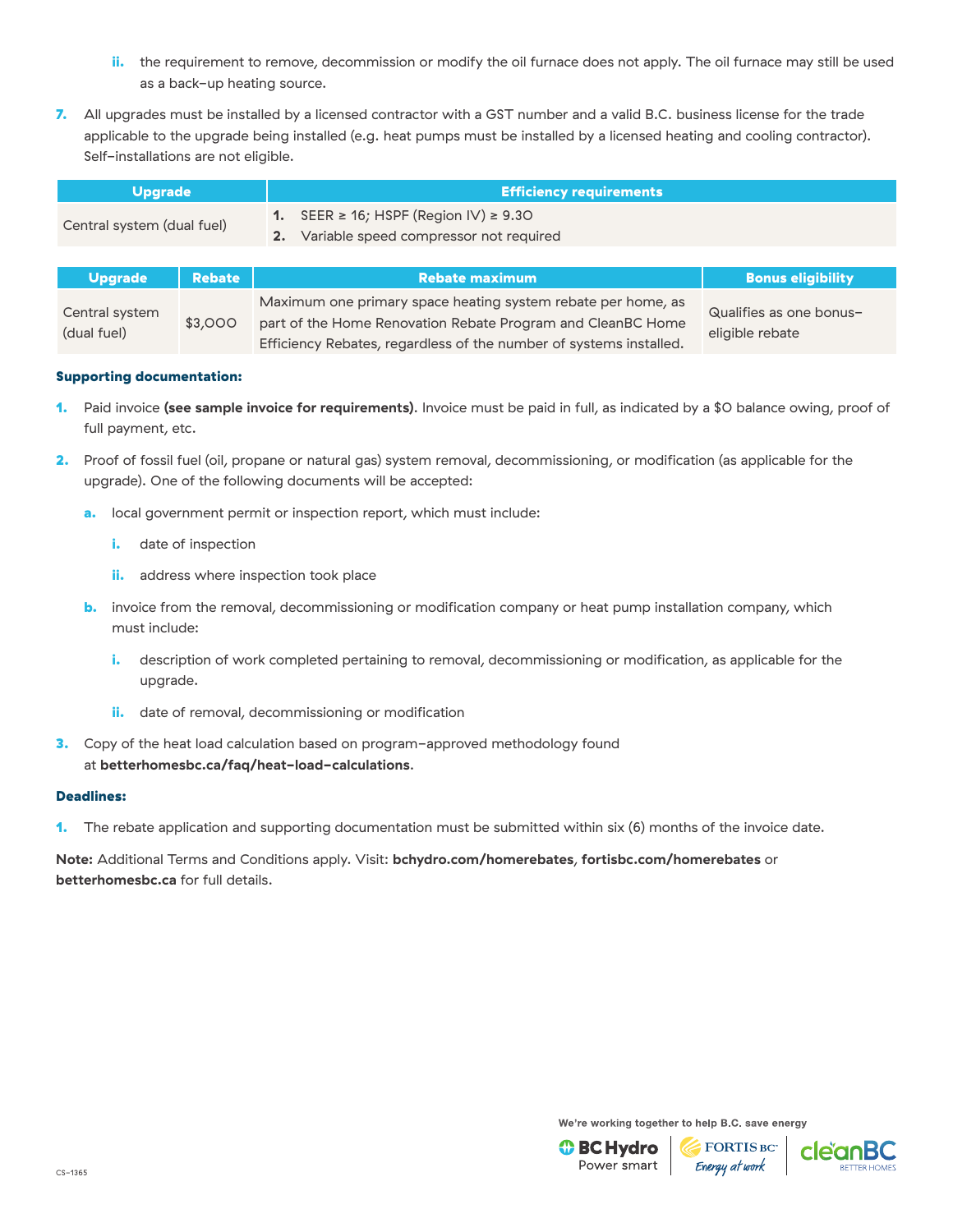ii. the requirement to remove, decommission or modify the oil furnace does not apply. The oil furnace may still be used as a back-up heating source.

7. All upgrades must be installed by a licensed contractor with a GST number and a valid B.C. business license for the trade applicable to the upgrade being installed (e.g. heat pumps must be installed by a licensed heating and cooling contractor). Self-installations are not eligible.

| Upgrade | Efficiency requirements |
| --- | --- |
| Central system (dual fuel) | 1. SEER ≥ 16; HSPF (Region IV) ≥ 9.30<br>2. Variable speed compressor not required |

| Upgrade | Rebate | Rebate maximum | Bonus eligibility |
| --- | --- | --- | --- |
| Central system (dual fuel) | $3,000 | Maximum one primary space heating system rebate per home, as part of the Home Renovation Rebate Program and CleanBC Home Efficiency Rebates, regardless of the number of systems installed. | Qualifies as one bonus-eligible rebate |

**Supporting documentation:**

1. Paid invoice **(see sample invoice for requirements)**. Invoice must be paid in full, as indicated by a $0 balance owing, proof of full payment, etc.
2. Proof of fossil fuel (oil, propane or natural gas) system removal, decommissioning, or modification (as applicable for the upgrade). One of the following documents will be accepted:
   a. local government permit or inspection report, which must include:
      i. date of inspection
      ii. address where inspection took place
   b. invoice from the removal, decommissioning or modification company or heat pump installation company, which must include:
      i. description of work completed pertaining to removal, decommissioning or modification, as applicable for the upgrade.
      ii. date of removal, decommissioning or modification
3. Copy of the heat load calculation based on program-approved methodology found at **betterhomesbc.ca/faq/heat-load-calculations**.

**Deadlines:**

1. The rebate application and supporting documentation must be submitted within six (6) months of the invoice date.

**Note:** Additional Terms and Conditions apply. Visit: **bchydro.com/homerebates**, **fortisbc.com/homerebates** or **betterhomesbc.ca** for full details.

We're working together to help B.C. save energy

CS-1365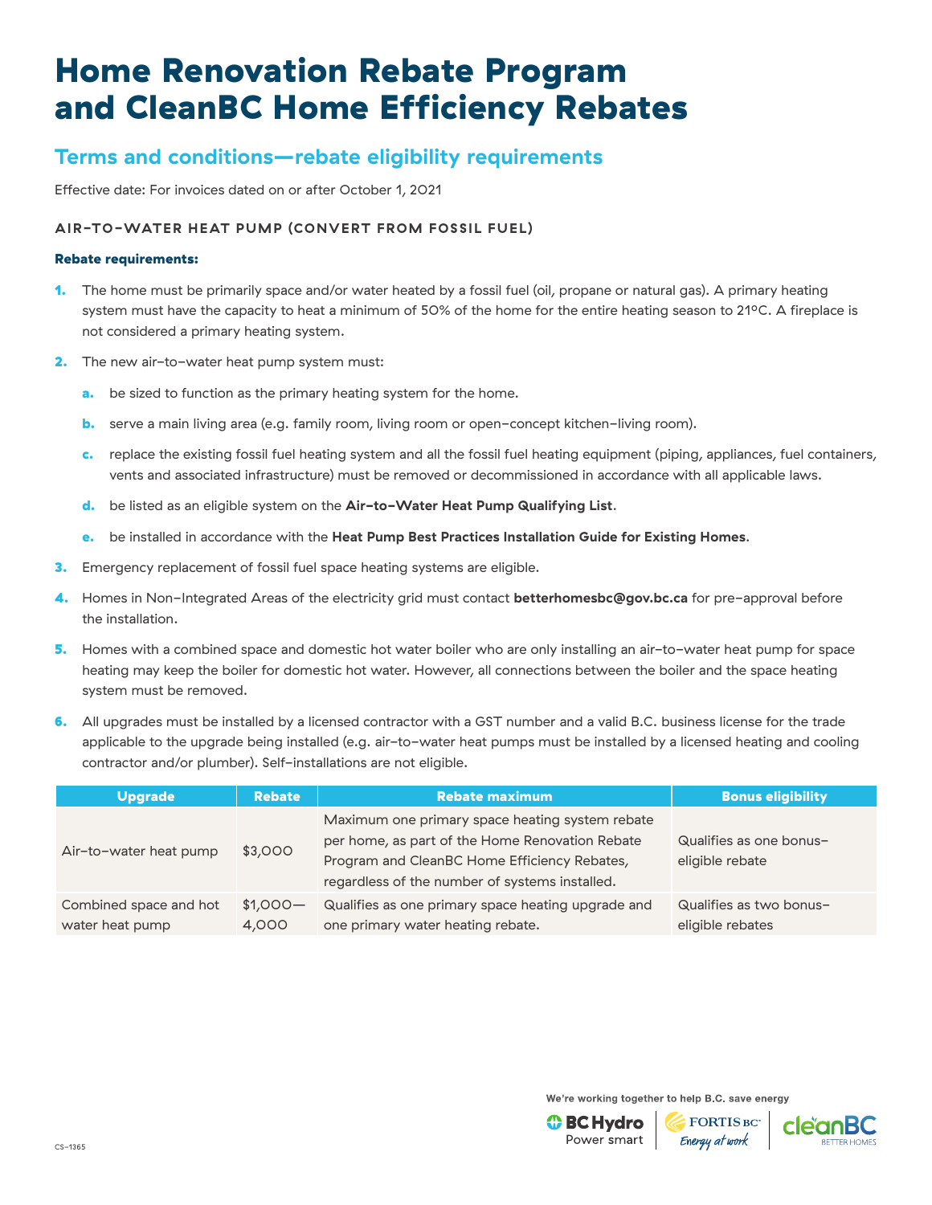# Home Renovation Rebate Program and CleanBC Home Efficiency Rebates

## Terms and conditions—rebate eligibility requirements

Effective date: For invoices dated on or after October 1, 2021

### AIR-TO-WATER HEAT PUMP (CONVERT FROM FOSSIL FUEL)

**Rebate requirements:**

1. The home must be primarily space and/or water heated by a fossil fuel (oil, propane or natural gas). A primary heating system must have the capacity to heat a minimum of 50% of the home for the entire heating season to 21ºC. A fireplace is not considered a primary heating system.
2. The new air-to-water heat pump system must:
   a. be sized to function as the primary heating system for the home.
   b. serve a main living area (e.g. family room, living room or open-concept kitchen-living room).
   c. replace the existing fossil fuel heating system and all the fossil fuel heating equipment (piping, appliances, fuel containers, vents and associated infrastructure) must be removed or decommissioned in accordance with all applicable laws.
   d. be listed as an eligible system on the **Air-to-Water Heat Pump Qualifying List**.
   e. be installed in accordance with the **Heat Pump Best Practices Installation Guide for Existing Homes**.
3. Emergency replacement of fossil fuel space heating systems are eligible.
4. Homes in Non-Integrated Areas of the electricity grid must contact **betterhomesbc@gov.bc.ca** for pre-approval before the installation.
5. Homes with a combined space and domestic hot water boiler who are only installing an air-to-water heat pump for space heating may keep the boiler for domestic hot water. However, all connections between the boiler and the space heating system must be removed.
6. All upgrades must be installed by a licensed contractor with a GST number and a valid B.C. business license for the trade applicable to the upgrade being installed (e.g. air-to-water heat pumps must be installed by a licensed heating and cooling contractor and/or plumber). Self-installations are not eligible.

| Upgrade | Rebate | Rebate maximum | Bonus eligibility |
|---|---|---|---|
| Air-to-water heat pump | $3,000 | Maximum one primary space heating system rebate per home, as part of the Home Renovation Rebate Program and CleanBC Home Efficiency Rebates, regardless of the number of systems installed. | Qualifies as one bonus-eligible rebate |
| Combined space and hot water heat pump | $1,000—4,000 | Qualifies as one primary space heating upgrade and one primary water heating rebate. | Qualifies as two bonus-eligible rebates |

We're working together to help B.C. save energy

CS-1365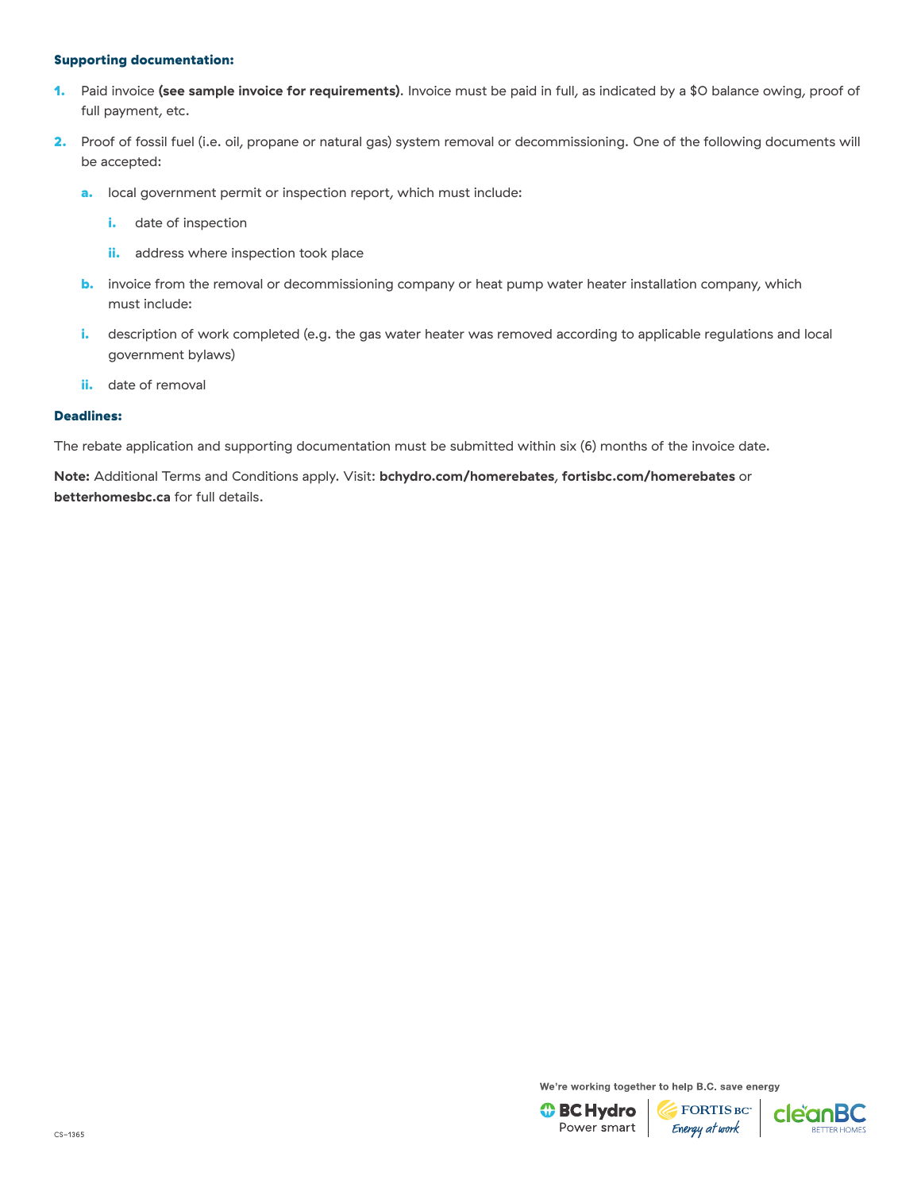#### Supporting documentation:

1. Paid invoice **(see sample invoice for requirements)**. Invoice must be paid in full, as indicated by a $0 balance owing, proof of full payment, etc.
2. Proof of fossil fuel (i.e. oil, propane or natural gas) system removal or decommissioning. One of the following documents will be accepted:
   a. local government permit or inspection report, which must include:
      i. date of inspection
      ii. address where inspection took place
   b. invoice from the removal or decommissioning company or heat pump water heater installation company, which must include:
      i. description of work completed (e.g. the gas water heater was removed according to applicable regulations and local government bylaws)
      ii. date of removal

#### Deadlines:

The rebate application and supporting documentation must be submitted within six (6) months of the invoice date.

**Note:** Additional Terms and Conditions apply. Visit: **bchydro.com/homerebates**, **fortisbc.com/homerebates** or **betterhomesbc.ca** for full details.

We're working together to help B.C. save energy

BC Hydro Power smart | FORTIS BC Energy at work | cleanBC BETTER HOMES

CS-1365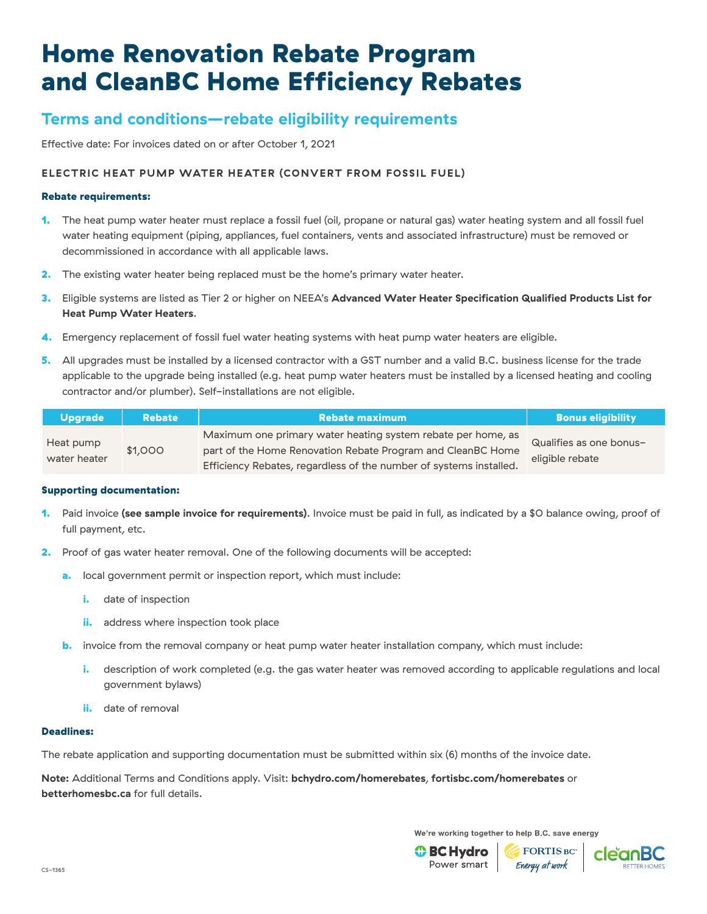# Home Renovation Rebate Program and CleanBC Home Efficiency Rebates

## Terms and conditions—rebate eligibility requirements

Effective date: For invoices dated on or after October 1, 2021

### ELECTRIC HEAT PUMP WATER HEATER (CONVERT FROM FOSSIL FUEL)

**Rebate requirements:**

1. The heat pump water heater must replace a fossil fuel (oil, propane or natural gas) water heating system and all fossil fuel water heating equipment (piping, appliances, fuel containers, vents and associated infrastructure) must be removed or decommissioned in accordance with all applicable laws.
2. The existing water heater being replaced must be the home's primary water heater.
3. Eligible systems are listed as Tier 2 or higher on NEEA's **Advanced Water Heater Specification Qualified Products List for Heat Pump Water Heaters**.
4. Emergency replacement of fossil fuel water heating systems with heat pump water heaters are eligible.
5. All upgrades must be installed by a licensed contractor with a GST number and a valid B.C. business license for the trade applicable to the upgrade being installed (e.g. heat pump water heaters must be installed by a licensed heating and cooling contractor and/or plumber). Self-installations are not eligible.

| Upgrade | Rebate | Rebate maximum | Bonus eligibility |
|---|---|---|---|
| Heat pump water heater | $1,000 | Maximum one primary water heating system rebate per home, as part of the Home Renovation Rebate Program and CleanBC Home Efficiency Rebates, regardless of the number of systems installed. | Qualifies as one bonus-eligible rebate |

**Supporting documentation:**

1. Paid invoice **(see sample invoice for requirements)**. Invoice must be paid in full, as indicated by a $0 balance owing, proof of full payment, etc.
2. Proof of gas water heater removal. One of the following documents will be accepted:
   a. local government permit or inspection report, which must include:
      i. date of inspection
      ii. address where inspection took place
   b. invoice from the removal company or heat pump water heater installation company, which must include:
      i. description of work completed (e.g. the gas water heater was removed according to applicable regulations and local government bylaws)
      ii. date of removal

**Deadlines:**

The rebate application and supporting documentation must be submitted within six (6) months of the invoice date.

**Note:** Additional Terms and Conditions apply. Visit: **bchydro.com/homerebates**, **fortisbc.com/homerebates** or **betterhomesbc.ca** for full details.

We're working together to help B.C. save energy

BC Hydro Power smart | FORTIS BC Energy at work | cleanBC BETTER HOMES

CS-1365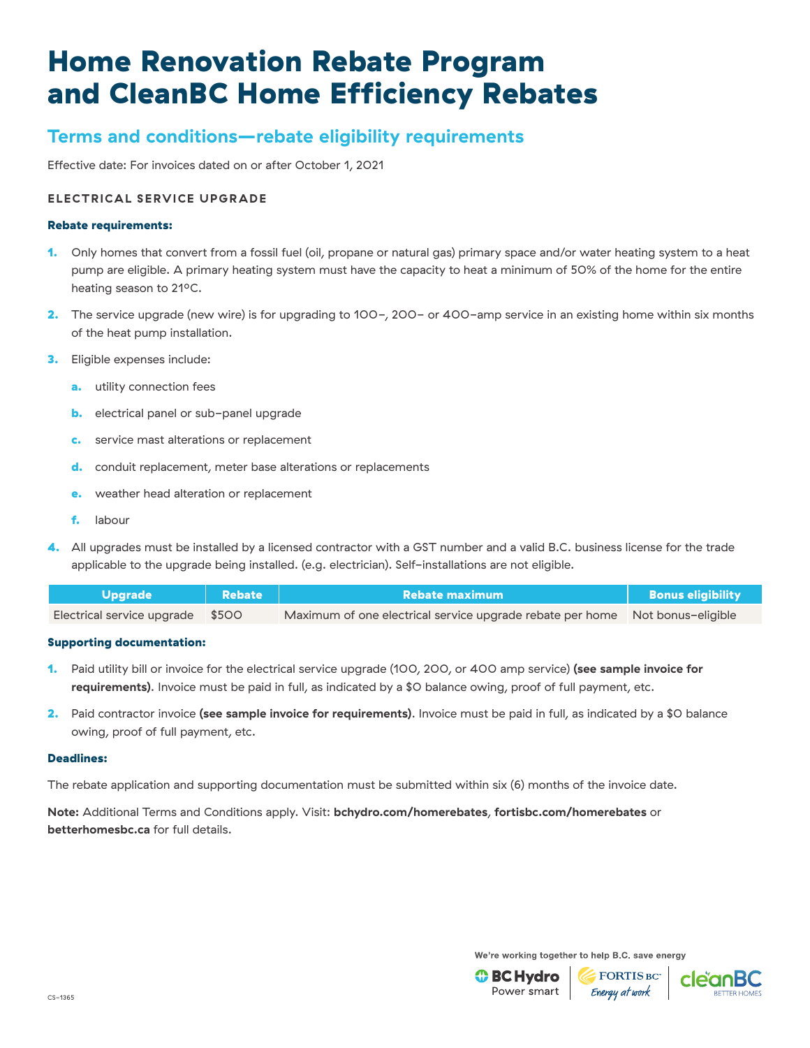# Home Renovation Rebate Program and CleanBC Home Efficiency Rebates

## Terms and conditions—rebate eligibility requirements

Effective date: For invoices dated on or after October 1, 2021

### ELECTRICAL SERVICE UPGRADE

**Rebate requirements:**

1. Only homes that convert from a fossil fuel (oil, propane or natural gas) primary space and/or water heating system to a heat pump are eligible. A primary heating system must have the capacity to heat a minimum of 50% of the home for the entire heating season to 21ºC.
2. The service upgrade (new wire) is for upgrading to 100–, 200– or 400–amp service in an existing home within six months of the heat pump installation.
3. Eligible expenses include:
   a. utility connection fees
   b. electrical panel or sub–panel upgrade
   c. service mast alterations or replacement
   d. conduit replacement, meter base alterations or replacements
   e. weather head alteration or replacement
   f. labour
4. All upgrades must be installed by a licensed contractor with a GST number and a valid B.C. business license for the trade applicable to the upgrade being installed. (e.g. electrician). Self–installations are not eligible.

| Upgrade | Rebate | Rebate maximum | Bonus eligibility |
|---|---|---|---|
| Electrical service upgrade | $500 | Maximum of one electrical service upgrade rebate per home | Not bonus–eligible |

**Supporting documentation:**

1. Paid utility bill or invoice for the electrical service upgrade (100, 200, or 400 amp service) **(see sample invoice for requirements)**. Invoice must be paid in full, as indicated by a $0 balance owing, proof of full payment, etc.
2. Paid contractor invoice **(see sample invoice for requirements)**. Invoice must be paid in full, as indicated by a $0 balance owing, proof of full payment, etc.

**Deadlines:**

The rebate application and supporting documentation must be submitted within six (6) months of the invoice date.

**Note:** Additional Terms and Conditions apply. Visit: **bchydro.com/homerebates**, **fortisbc.com/homerebates** or **betterhomesbc.ca** for full details.

We're working together to help B.C. save energy

CS–1365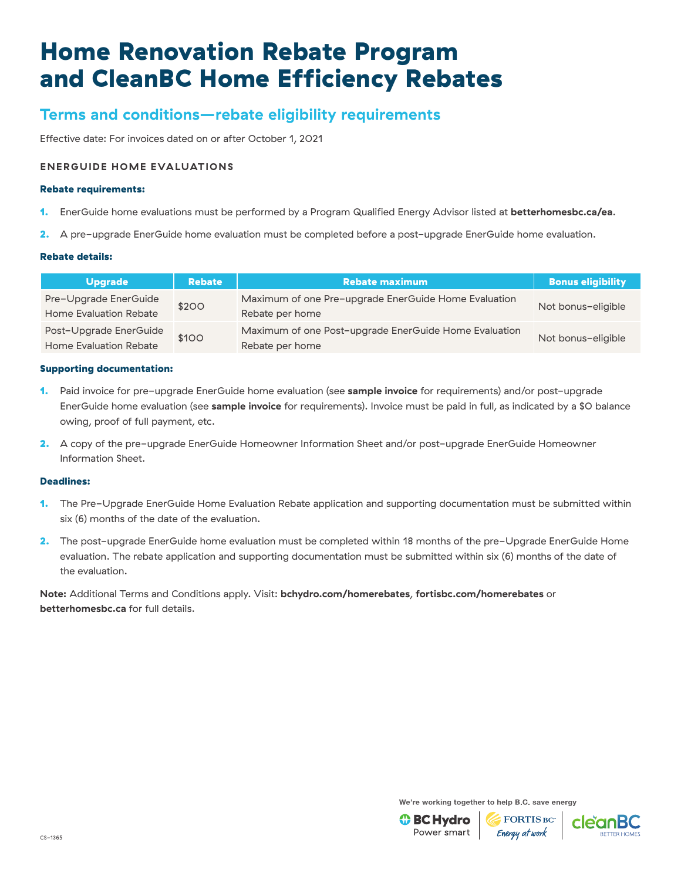# Home Renovation Rebate Program and CleanBC Home Efficiency Rebates

## Terms and conditions—rebate eligibility requirements

Effective date: For invoices dated on or after October 1, 2021

### ENERGUIDE HOME EVALUATIONS

#### Rebate requirements:

1. EnerGuide home evaluations must be performed by a Program Qualified Energy Advisor listed at **betterhomesbc.ca/ea**.
2. A pre-upgrade EnerGuide home evaluation must be completed before a post-upgrade EnerGuide home evaluation.

#### Rebate details:

| Upgrade | Rebate | Rebate maximum | Bonus eligibility |
|---|---|---|---|
| Pre-Upgrade EnerGuide Home Evaluation Rebate | $200 | Maximum of one Pre-upgrade EnerGuide Home Evaluation Rebate per home | Not bonus-eligible |
| Post-Upgrade EnerGuide Home Evaluation Rebate | $100 | Maximum of one Post-upgrade EnerGuide Home Evaluation Rebate per home | Not bonus-eligible |

#### Supporting documentation:

1. Paid invoice for pre-upgrade EnerGuide home evaluation (see **sample invoice** for requirements) and/or post-upgrade EnerGuide home evaluation (see **sample invoice** for requirements). Invoice must be paid in full, as indicated by a $0 balance owing, proof of full payment, etc.
2. A copy of the pre-upgrade EnerGuide Homeowner Information Sheet and/or post-upgrade EnerGuide Homeowner Information Sheet.

#### Deadlines:

1. The Pre-Upgrade EnerGuide Home Evaluation Rebate application and supporting documentation must be submitted within six (6) months of the date of the evaluation.
2. The post-upgrade EnerGuide home evaluation must be completed within 18 months of the pre-Upgrade EnerGuide Home evaluation. The rebate application and supporting documentation must be submitted within six (6) months of the date of the evaluation.

**Note:** Additional Terms and Conditions apply. Visit: **bchydro.com/homerebates**, **fortisbc.com/homerebates** or **betterhomesbc.ca** for full details.

We're working together to help B.C. save energy

BC Hydro Power smart | FORTIS BC Energy at work | cleanBC BETTER HOMES

CS-1365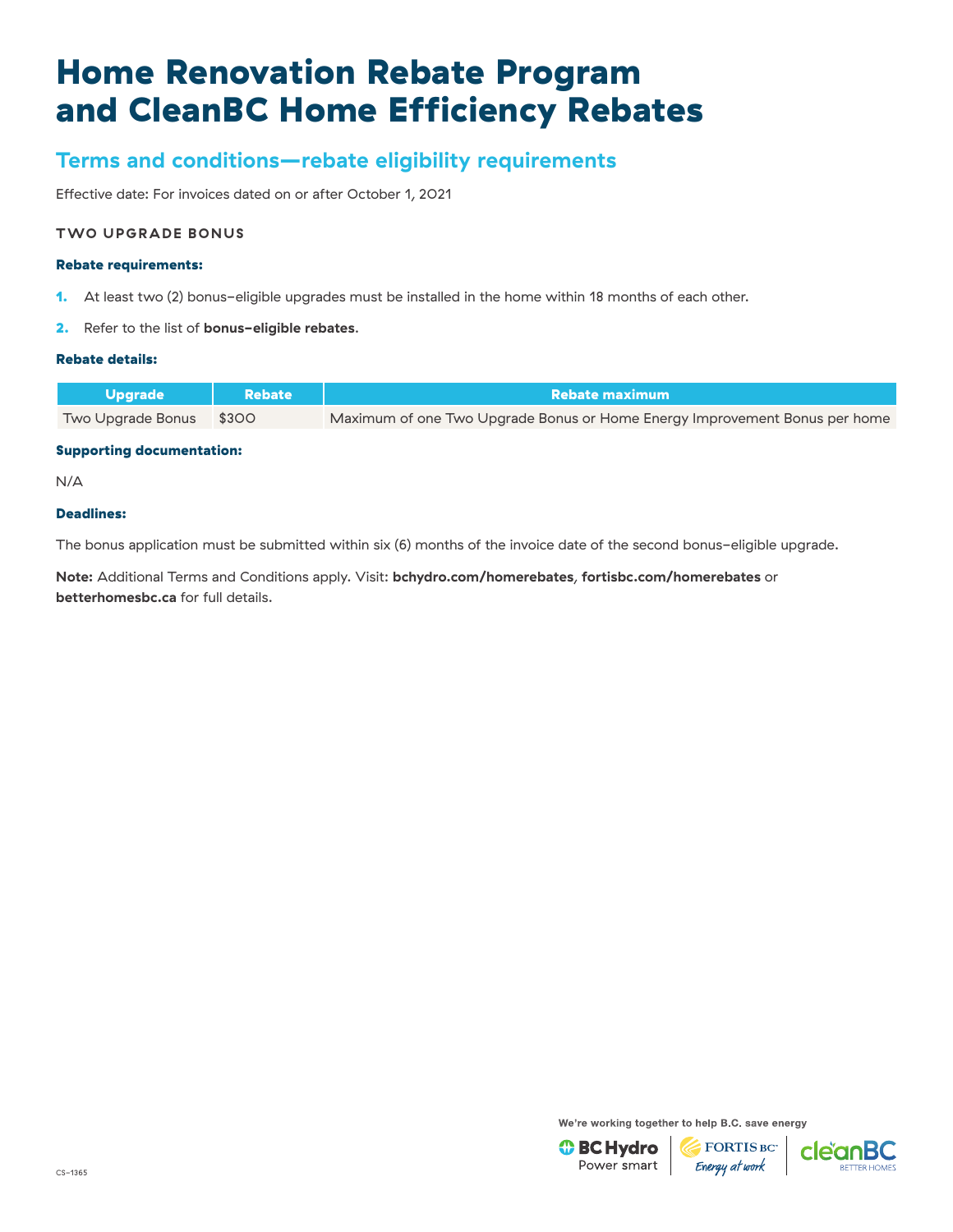# Home Renovation Rebate Program and CleanBC Home Efficiency Rebates

## Terms and conditions—rebate eligibility requirements

Effective date: For invoices dated on or after October 1, 2021

### TWO UPGRADE BONUS

**Rebate requirements:**

1. At least two (2) bonus–eligible upgrades must be installed in the home within 18 months of each other.
2. Refer to the list of **bonus–eligible rebates**.

**Rebate details:**

| Upgrade | Rebate | Rebate maximum |
| --- | --- | --- |
| Two Upgrade Bonus | $300 | Maximum of one Two Upgrade Bonus or Home Energy Improvement Bonus per home |

**Supporting documentation:**

N/A

**Deadlines:**

The bonus application must be submitted within six (6) months of the invoice date of the second bonus–eligible upgrade.

**Note:** Additional Terms and Conditions apply. Visit: **bchydro.com/homerebates**, **fortisbc.com/homerebates** or **betterhomesbc.ca** for full details.

We're working together to help B.C. save energy

CS–1365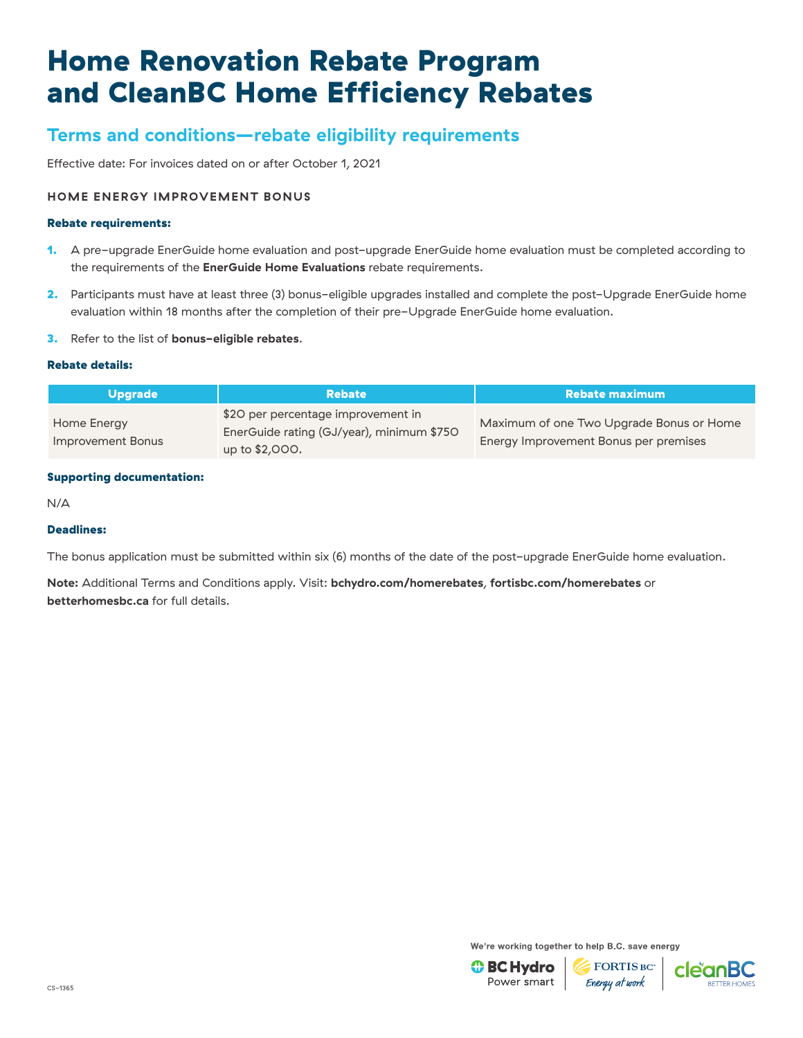# Home Renovation Rebate Program and CleanBC Home Efficiency Rebates

## Terms and conditions—rebate eligibility requirements

Effective date: For invoices dated on or after October 1, 2021

### HOME ENERGY IMPROVEMENT BONUS

**Rebate requirements:**

1. A pre-upgrade EnerGuide home evaluation and post-upgrade EnerGuide home evaluation must be completed according to the requirements of the **EnerGuide Home Evaluations** rebate requirements.
2. Participants must have at least three (3) bonus-eligible upgrades installed and complete the post-Upgrade EnerGuide home evaluation within 18 months after the completion of their pre-Upgrade EnerGuide home evaluation.
3. Refer to the list of **bonus-eligible rebates**.

**Rebate details:**

| Upgrade | Rebate | Rebate maximum |
|---|---|---|
| Home Energy Improvement Bonus | $20 per percentage improvement in EnerGuide rating (GJ/year), minimum $750 up to $2,000. | Maximum of one Two Upgrade Bonus or Home Energy Improvement Bonus per premises |

**Supporting documentation:**

N/A

**Deadlines:**

The bonus application must be submitted within six (6) months of the date of the post-upgrade EnerGuide home evaluation.

**Note:** Additional Terms and Conditions apply. Visit: **bchydro.com/homerebates**, **fortisbc.com/homerebates** or **betterhomesbc.ca** for full details.

We're working together to help B.C. save energy

BC Hydro Power smart | FORTIS BC Energy at work | cleanBC BETTER HOMES

CS-1365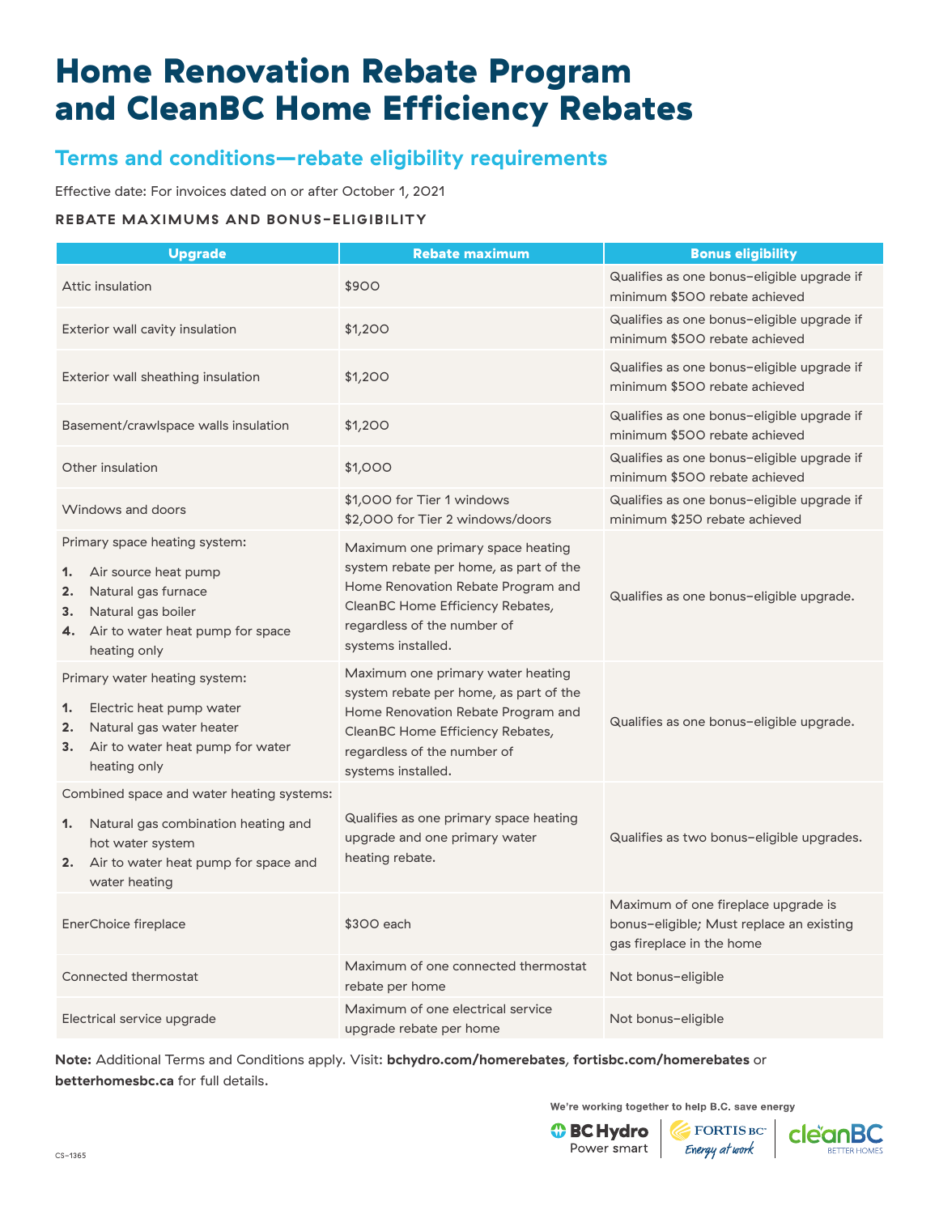# Home Renovation Rebate Program and CleanBC Home Efficiency Rebates

## Terms and conditions—rebate eligibility requirements

Effective date: For invoices dated on or after October 1, 2021

### REBATE MAXIMUMS AND BONUS-ELIGIBILITY

| Upgrade | Rebate maximum | Bonus eligibility |
|---|---|---|
| Attic insulation | $900 | Qualifies as one bonus-eligible upgrade if minimum $500 rebate achieved |
| Exterior wall cavity insulation | $1,200 | Qualifies as one bonus-eligible upgrade if minimum $500 rebate achieved |
| Exterior wall sheathing insulation | $1,200 | Qualifies as one bonus-eligible upgrade if minimum $500 rebate achieved |
| Basement/crawlspace walls insulation | $1,200 | Qualifies as one bonus-eligible upgrade if minimum $500 rebate achieved |
| Other insulation | $1,000 | Qualifies as one bonus-eligible upgrade if minimum $500 rebate achieved |
| Windows and doors | $1,000 for Tier 1 windows<br>$2,000 for Tier 2 windows/doors | Qualifies as one bonus-eligible upgrade if minimum $250 rebate achieved |
| Primary space heating system:<br>**1.** Air source heat pump<br>**2.** Natural gas furnace<br>**3.** Natural gas boiler<br>**4.** Air to water heat pump for space heating only | Maximum one primary space heating system rebate per home, as part of the Home Renovation Rebate Program and CleanBC Home Efficiency Rebates, regardless of the number of systems installed. | Qualifies as one bonus-eligible upgrade. |
| Primary water heating system:<br>**1.** Electric heat pump water<br>**2.** Natural gas water heater<br>**3.** Air to water heat pump for water heating only | Maximum one primary water heating system rebate per home, as part of the Home Renovation Rebate Program and CleanBC Home Efficiency Rebates, regardless of the number of systems installed. | Qualifies as one bonus-eligible upgrade. |
| Combined space and water heating systems:<br>**1.** Natural gas combination heating and hot water system<br>**2.** Air to water heat pump for space and water heating | Qualifies as one primary space heating upgrade and one primary water heating rebate. | Qualifies as two bonus-eligible upgrades. |
| EnerChoice fireplace | $300 each | Maximum of one fireplace upgrade is bonus-eligible; Must replace an existing gas fireplace in the home |
| Connected thermostat | Maximum of one connected thermostat rebate per home | Not bonus-eligible |
| Electrical service upgrade | Maximum of one electrical service upgrade rebate per home | Not bonus-eligible |

**Note:** Additional Terms and Conditions apply. Visit: **bchydro.com/homerebates**, **fortisbc.com/homerebates** or **betterhomesbc.ca** for full details.

We're working together to help B.C. save energy

BC Hydro Power smart | FORTIS BC Energy at work | cleanBC BETTER HOMES

CS-1365